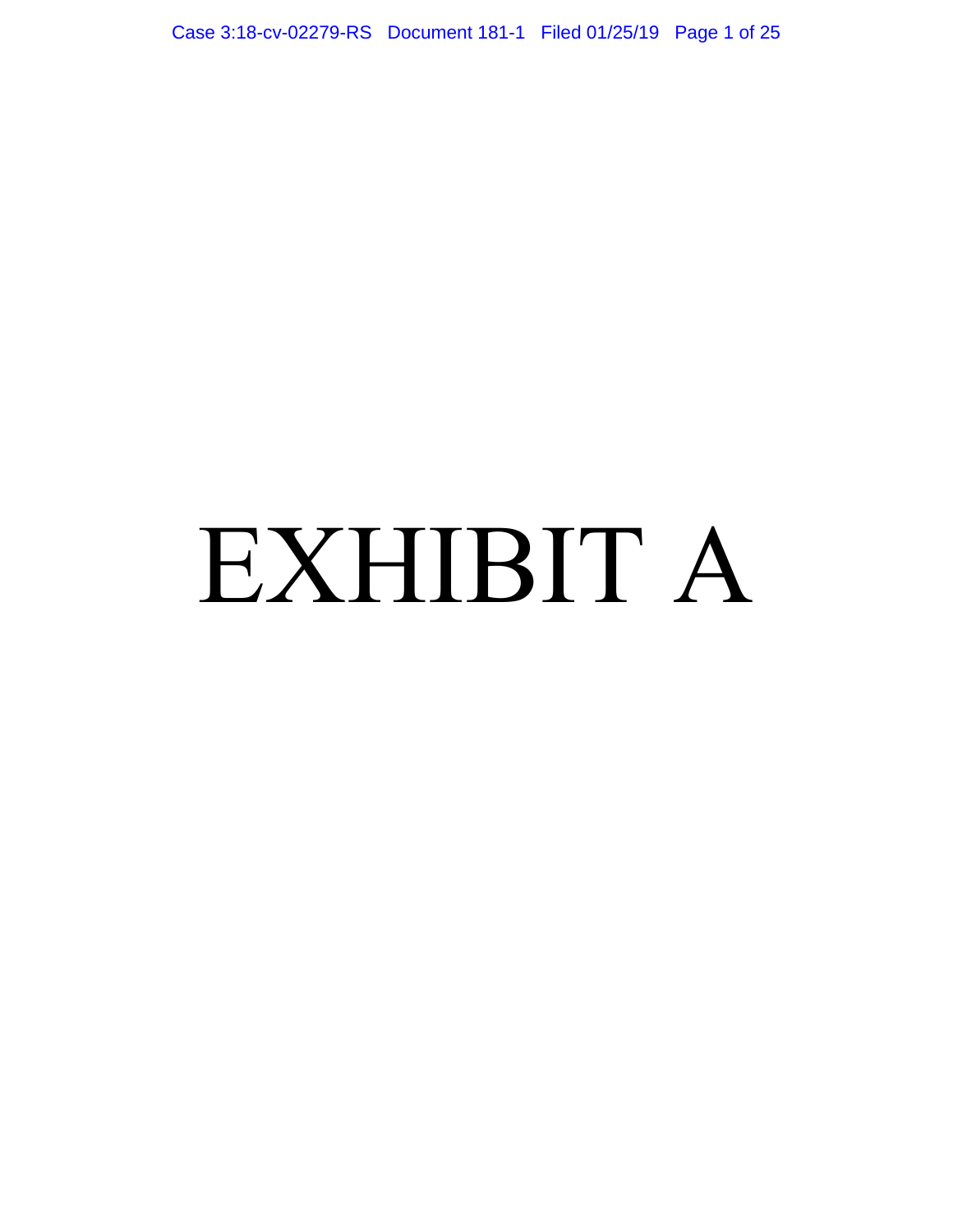# EXHIBIT A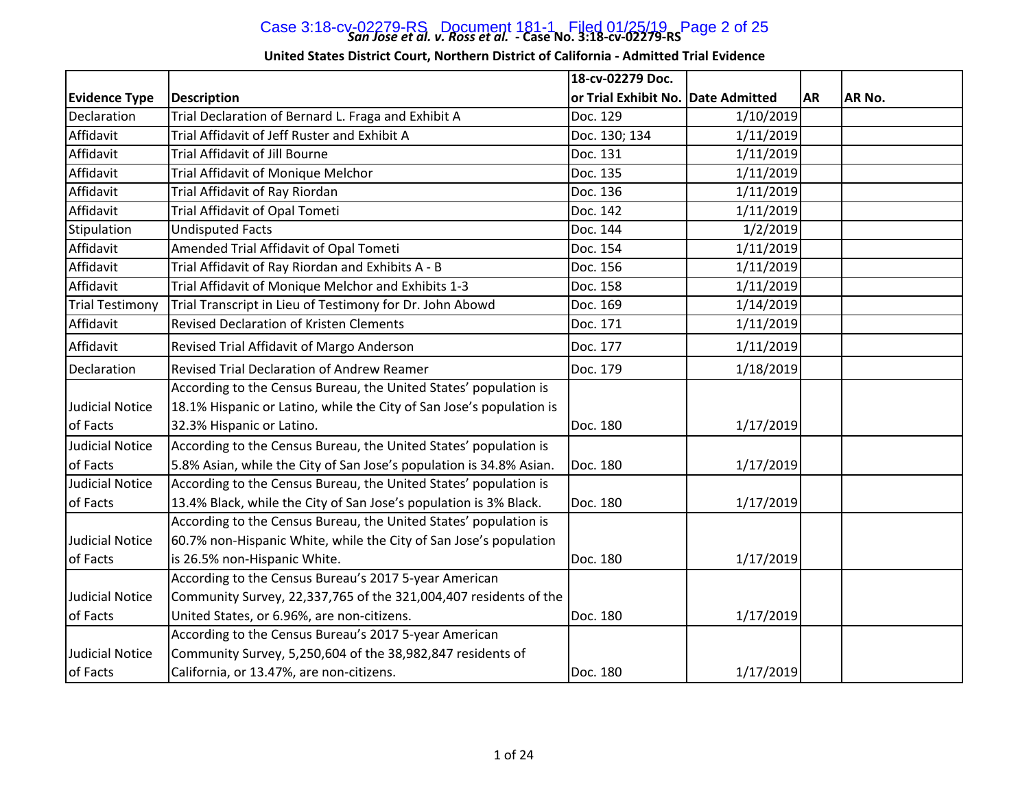*San Jose et al. v. Ross et al.* **- Case No. 3:18-cv-02279-RS**

**United States District Court, Northern District of California - Admitted Trial Evidence**

| Evidence Type | Description | 18-cv-02279 Doc. or Trial Exhibit No. | Date Admitted | AR | AR No. |
|---|---|---|---|---|---|
| Declaration | Trial Declaration of Bernard L. Fraga and Exhibit A | Doc. 129 | 1/10/2019 | | |
| Affidavit | Trial Affidavit of Jeff Ruster and Exhibit A | Doc. 130; 134 | 1/11/2019 | | |
| Affidavit | Trial Affidavit of Jill Bourne | Doc. 131 | 1/11/2019 | | |
| Affidavit | Trial Affidavit of Monique Melchor | Doc. 135 | 1/11/2019 | | |
| Affidavit | Trial Affidavit of Ray Riordan | Doc. 136 | 1/11/2019 | | |
| Affidavit | Trial Affidavit of Opal Tometi | Doc. 142 | 1/11/2019 | | |
| Stipulation | Undisputed Facts | Doc. 144 | 1/2/2019 | | |
| Affidavit | Amended Trial Affidavit of Opal Tometi | Doc. 154 | 1/11/2019 | | |
| Affidavit | Trial Affidavit of Ray Riordan and Exhibits A - B | Doc. 156 | 1/11/2019 | | |
| Affidavit | Trial Affidavit of Monique Melchor and Exhibits 1-3 | Doc. 158 | 1/11/2019 | | |
| Trial Testimony | Trial Transcript in Lieu of Testimony for Dr. John Abowd | Doc. 169 | 1/14/2019 | | |
| Affidavit | Revised Declaration of Kristen Clements | Doc. 171 | 1/11/2019 | | |
| Affidavit | Revised Trial Affidavit of Margo Anderson | Doc. 177 | 1/11/2019 | | |
| Declaration | Revised Trial Declaration of Andrew Reamer | Doc. 179 | 1/18/2019 | | |
| Judicial Notice of Facts | According to the Census Bureau, the United States' population is 18.1% Hispanic or Latino, while the City of San Jose's population is 32.3% Hispanic or Latino. | Doc. 180 | 1/17/2019 | | |
| Judicial Notice of Facts | According to the Census Bureau, the United States' population is 5.8% Asian, while the City of San Jose's population is 34.8% Asian. | Doc. 180 | 1/17/2019 | | |
| Judicial Notice of Facts | According to the Census Bureau, the United States' population is 13.4% Black, while the City of San Jose's population is 3% Black. | Doc. 180 | 1/17/2019 | | |
| Judicial Notice of Facts | According to the Census Bureau, the United States' population is 60.7% non-Hispanic White, while the City of San Jose's population is 26.5% non-Hispanic White. | Doc. 180 | 1/17/2019 | | |
| Judicial Notice of Facts | According to the Census Bureau's 2017 5-year American Community Survey, 22,337,765 of the 321,004,407 residents of the United States, or 6.96%, are non-citizens. | Doc. 180 | 1/17/2019 | | |
| Judicial Notice of Facts | According to the Census Bureau's 2017 5-year American Community Survey, 5,250,604 of the 38,982,847 residents of California, or 13.47%, are non-citizens. | Doc. 180 | 1/17/2019 | | |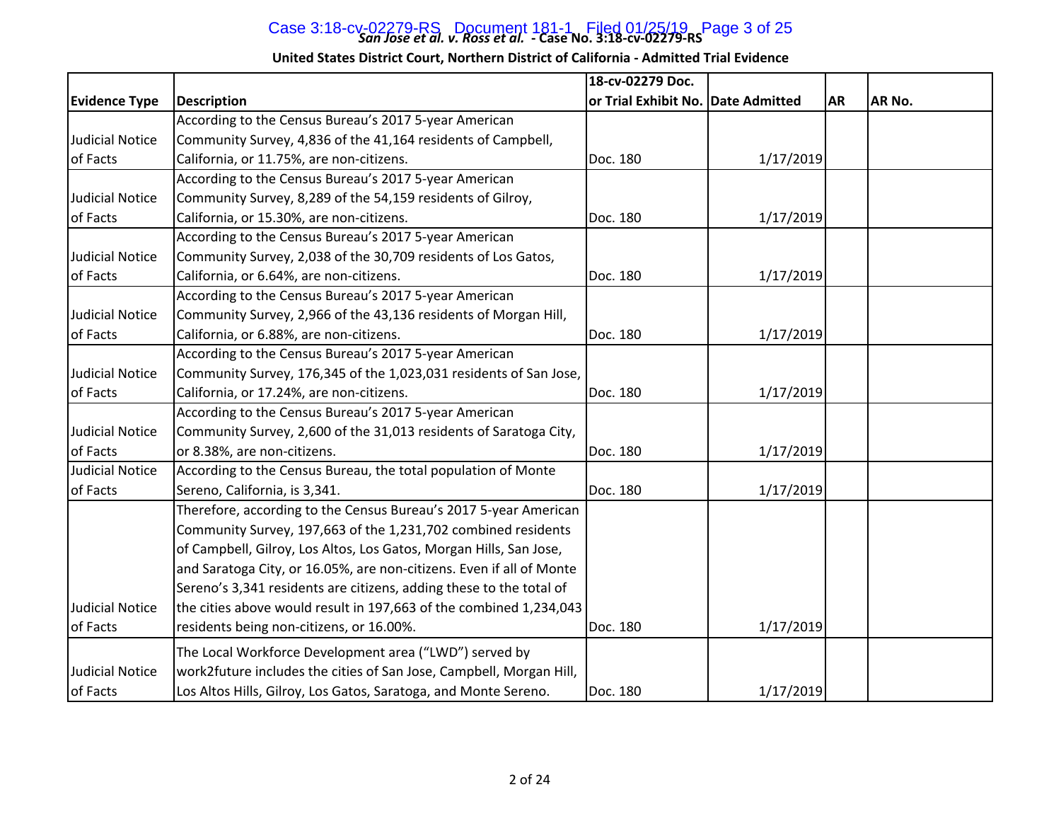| Evidence Type | Description | 18-cv-02279 Doc. or Trial Exhibit No. | Date Admitted | AR | AR No. |
|---|---|---|---|---|---|
| Judicial Notice of Facts | According to the Census Bureau's 2017 5-year American Community Survey, 4,836 of the 41,164 residents of Campbell, California, or 11.75%, are non-citizens. | Doc. 180 | 1/17/2019 | | |
| Judicial Notice of Facts | According to the Census Bureau's 2017 5-year American Community Survey, 8,289 of the 54,159 residents of Gilroy, California, or 15.30%, are non-citizens. | Doc. 180 | 1/17/2019 | | |
| Judicial Notice of Facts | According to the Census Bureau's 2017 5-year American Community Survey, 2,038 of the 30,709 residents of Los Gatos, California, or 6.64%, are non-citizens. | Doc. 180 | 1/17/2019 | | |
| Judicial Notice of Facts | According to the Census Bureau's 2017 5-year American Community Survey, 2,966 of the 43,136 residents of Morgan Hill, California, or 6.88%, are non-citizens. | Doc. 180 | 1/17/2019 | | |
| Judicial Notice of Facts | According to the Census Bureau's 2017 5-year American Community Survey, 176,345 of the 1,023,031 residents of San Jose, California, or 17.24%, are non-citizens. | Doc. 180 | 1/17/2019 | | |
| Judicial Notice of Facts | According to the Census Bureau's 2017 5-year American Community Survey, 2,600 of the 31,013 residents of Saratoga City, or 8.38%, are non-citizens. | Doc. 180 | 1/17/2019 | | |
| Judicial Notice of Facts | According to the Census Bureau, the total population of Monte Sereno, California, is 3,341. | Doc. 180 | 1/17/2019 | | |
| Judicial Notice of Facts | Therefore, according to the Census Bureau's 2017 5-year American Community Survey, 197,663 of the 1,231,702 combined residents of Campbell, Gilroy, Los Altos, Los Gatos, Morgan Hills, San Jose, and Saratoga City, or 16.05%, are non-citizens. Even if all of Monte Sereno's 3,341 residents are citizens, adding these to the total of the cities above would result in 197,663 of the combined 1,234,043 residents being non-citizens, or 16.00%. | Doc. 180 | 1/17/2019 | | |
| Judicial Notice of Facts | The Local Workforce Development area ("LWD") served by work2future includes the cities of San Jose, Campbell, Morgan Hill, Los Altos Hills, Gilroy, Los Gatos, Saratoga, and Monte Sereno. | Doc. 180 | 1/17/2019 | | |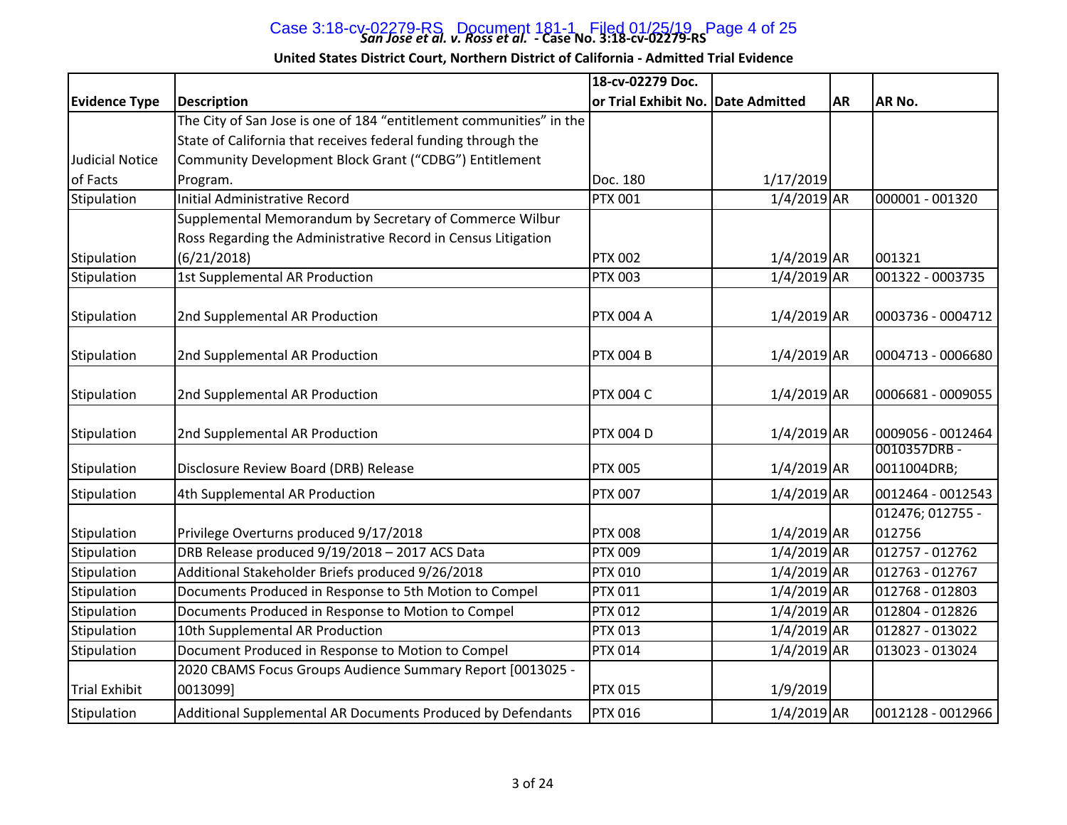**San Jose et al. v. Ross et al. - Case No. 3:18-cv-02279-RS**

**United States District Court, Northern District of California - Admitted Trial Evidence**

| Evidence Type | Description | 18-cv-02279 Doc. or Trial Exhibit No. | Date Admitted | AR | AR No. |
|---|---|---|---|---|---|
| Judicial Notice of Facts | The City of San Jose is one of 184 "entitlement communities" in the State of California that receives federal funding through the Community Development Block Grant ("CDBG") Entitlement Program. | Doc. 180 | 1/17/2019 | | |
| Stipulation | Initial Administrative Record | PTX 001 | 1/4/2019 | AR | 000001 - 001320 |
| Stipulation | Supplemental Memorandum by Secretary of Commerce Wilbur Ross Regarding the Administrative Record in Census Litigation (6/21/2018) | PTX 002 | 1/4/2019 | AR | 001321 |
| Stipulation | 1st Supplemental AR Production | PTX 003 | 1/4/2019 | AR | 001322 - 0003735 |
| Stipulation | 2nd Supplemental AR Production | PTX 004 A | 1/4/2019 | AR | 0003736 - 0004712 |
| Stipulation | 2nd Supplemental AR Production | PTX 004 B | 1/4/2019 | AR | 0004713 - 0006680 |
| Stipulation | 2nd Supplemental AR Production | PTX 004 C | 1/4/2019 | AR | 0006681 - 0009055 |
| Stipulation | 2nd Supplemental AR Production | PTX 004 D | 1/4/2019 | AR | 0009056 - 0012464 |
| Stipulation | Disclosure Review Board (DRB) Release | PTX 005 | 1/4/2019 | AR | 0010357DRB - 0011004DRB; |
| Stipulation | 4th Supplemental AR Production | PTX 007 | 1/4/2019 | AR | 0012464 - 0012543 |
| Stipulation | Privilege Overturns produced 9/17/2018 | PTX 008 | 1/4/2019 | AR | 012476; 012755 - 012756 |
| Stipulation | DRB Release produced 9/19/2018 – 2017 ACS Data | PTX 009 | 1/4/2019 | AR | 012757 - 012762 |
| Stipulation | Additional Stakeholder Briefs produced 9/26/2018 | PTX 010 | 1/4/2019 | AR | 012763 - 012767 |
| Stipulation | Documents Produced in Response to 5th Motion to Compel | PTX 011 | 1/4/2019 | AR | 012768 - 012803 |
| Stipulation | Documents Produced in Response to Motion to Compel | PTX 012 | 1/4/2019 | AR | 012804 - 012826 |
| Stipulation | 10th Supplemental AR Production | PTX 013 | 1/4/2019 | AR | 012827 - 013022 |
| Stipulation | Document Produced in Response to Motion to Compel | PTX 014 | 1/4/2019 | AR | 013023 - 013024 |
| Trial Exhibit | 2020 CBAMS Focus Groups Audience Summary Report [0013025 - 0013099] | PTX 015 | 1/9/2019 | | |
| Stipulation | Additional Supplemental AR Documents Produced by Defendants | PTX 016 | 1/4/2019 | AR | 0012128 - 0012966 |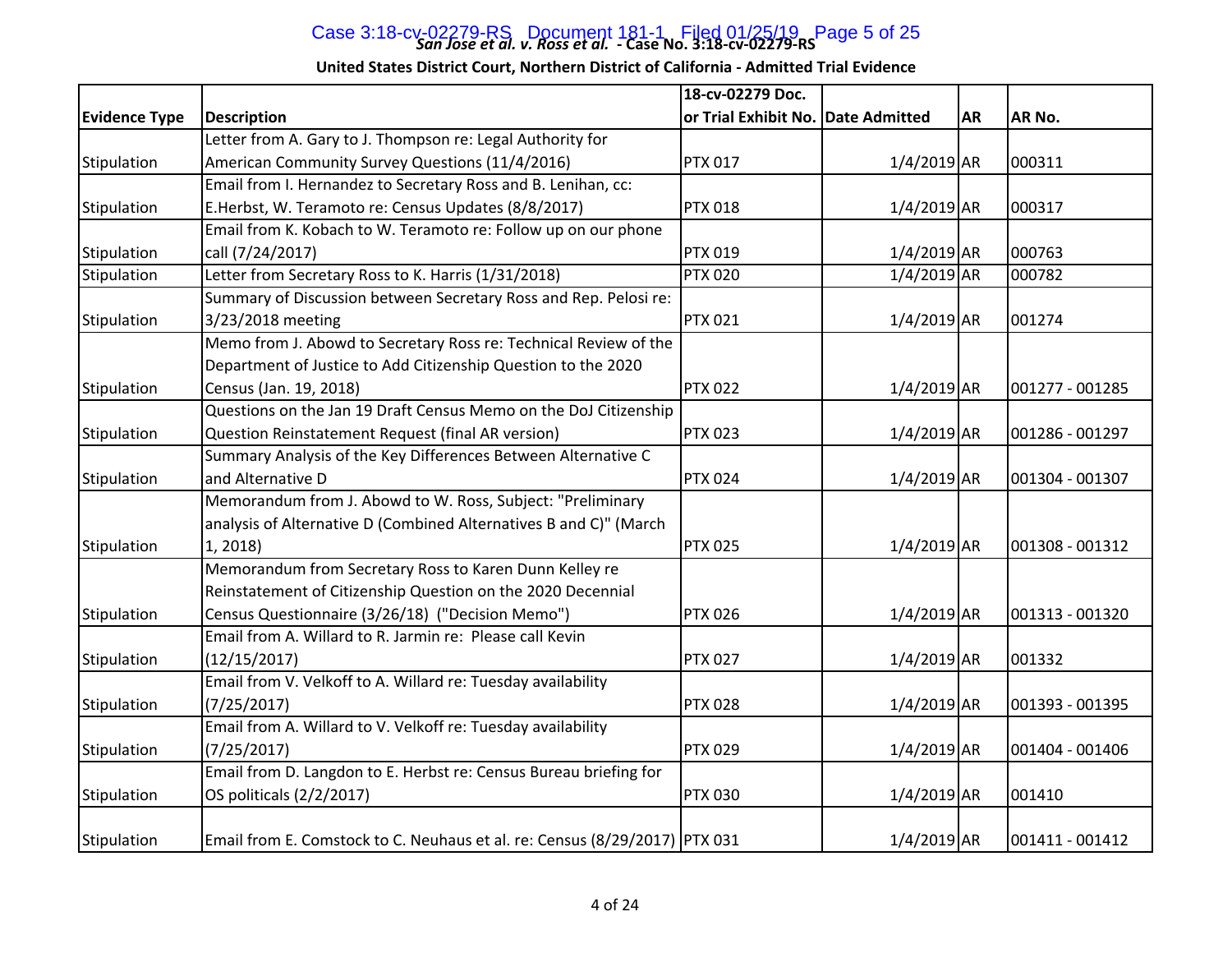***San Jose et al. v. Ross et al.* - Case No. 3:18-cv-02279-RS**

**United States District Court, Northern District of California - Admitted Trial Evidence**

| Evidence Type | Description | 18-cv-02279 Doc. or Trial Exhibit No. | Date Admitted | AR | AR No. |
|---|---|---|---|---|---|
| Stipulation | Letter from A. Gary to J. Thompson re: Legal Authority for American Community Survey Questions (11/4/2016) | PTX 017 | 1/4/2019 | AR | 000311 |
| Stipulation | Email from I. Hernandez to Secretary Ross and B. Lenihan, cc: E.Herbst, W. Teramoto re: Census Updates (8/8/2017) | PTX 018 | 1/4/2019 | AR | 000317 |
| Stipulation | Email from K. Kobach to W. Teramoto re: Follow up on our phone call (7/24/2017) | PTX 019 | 1/4/2019 | AR | 000763 |
| Stipulation | Letter from Secretary Ross to K. Harris (1/31/2018) | PTX 020 | 1/4/2019 | AR | 000782 |
| Stipulation | Summary of Discussion between Secretary Ross and Rep. Pelosi re: 3/23/2018 meeting | PTX 021 | 1/4/2019 | AR | 001274 |
| Stipulation | Memo from J. Abowd to Secretary Ross re: Technical Review of the Department of Justice to Add Citizenship Question to the 2020 Census (Jan. 19, 2018) | PTX 022 | 1/4/2019 | AR | 001277 - 001285 |
| Stipulation | Questions on the Jan 19 Draft Census Memo on the DoJ Citizenship Question Reinstatement Request (final AR version) | PTX 023 | 1/4/2019 | AR | 001286 - 001297 |
| Stipulation | Summary Analysis of the Key Differences Between Alternative C and Alternative D | PTX 024 | 1/4/2019 | AR | 001304 - 001307 |
| Stipulation | Memorandum from J. Abowd to W. Ross, Subject: "Preliminary analysis of Alternative D (Combined Alternatives B and C)" (March 1, 2018) | PTX 025 | 1/4/2019 | AR | 001308 - 001312 |
| Stipulation | Memorandum from Secretary Ross to Karen Dunn Kelley re Reinstatement of Citizenship Question on the 2020 Decennial Census Questionnaire (3/26/18) ("Decision Memo") | PTX 026 | 1/4/2019 | AR | 001313 - 001320 |
| Stipulation | Email from A. Willard to R. Jarmin re: Please call Kevin (12/15/2017) | PTX 027 | 1/4/2019 | AR | 001332 |
| Stipulation | Email from V. Velkoff to A. Willard re: Tuesday availability (7/25/2017) | PTX 028 | 1/4/2019 | AR | 001393 - 001395 |
| Stipulation | Email from A. Willard to V. Velkoff re: Tuesday availability (7/25/2017) | PTX 029 | 1/4/2019 | AR | 001404 - 001406 |
| Stipulation | Email from D. Langdon to E. Herbst re: Census Bureau briefing for OS politicals (2/2/2017) | PTX 030 | 1/4/2019 | AR | 001410 |
| Stipulation | Email from E. Comstock to C. Neuhaus et al. re: Census (8/29/2017) | PTX 031 | 1/4/2019 | AR | 001411 - 001412 |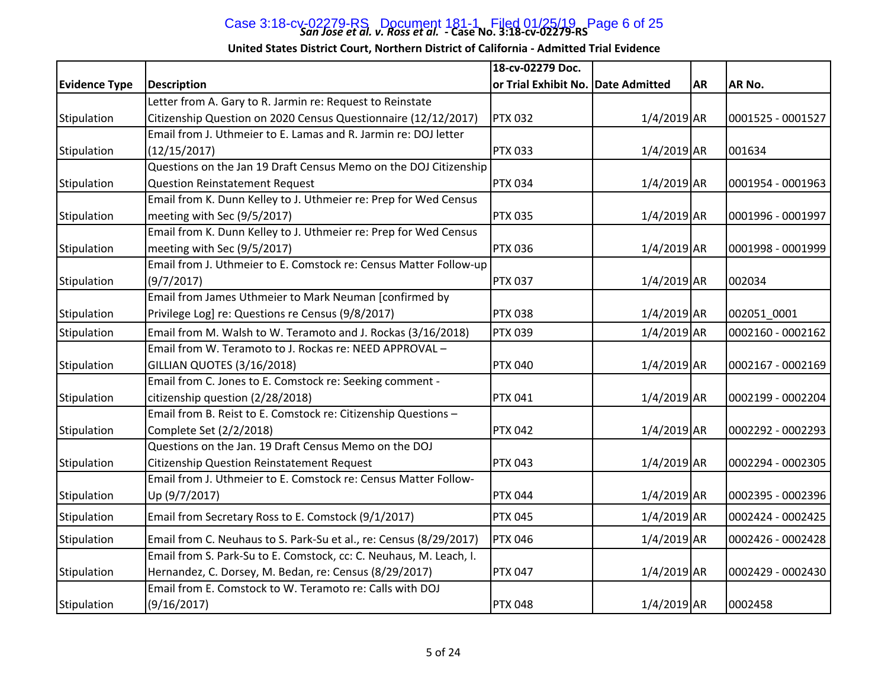*San Jose et al. v. Ross et al.* **- Case No. 3:18-cv-02279-RS**

**United States District Court, Northern District of California - Admitted Trial Evidence**

| Evidence Type | Description | 18-cv-02279 Doc. or Trial Exhibit No. | Date Admitted | AR | AR No. |
|---|---|---|---|---|---|
| Stipulation | Letter from A. Gary to R. Jarmin re: Request to Reinstate Citizenship Question on 2020 Census Questionnaire (12/12/2017) | PTX 032 | 1/4/2019 | AR | 0001525 - 0001527 |
| Stipulation | Email from J. Uthmeier to E. Lamas and R. Jarmin re: DOJ letter (12/15/2017) | PTX 033 | 1/4/2019 | AR | 001634 |
| Stipulation | Questions on the Jan 19 Draft Census Memo on the DOJ Citizenship Question Reinstatement Request | PTX 034 | 1/4/2019 | AR | 0001954 - 0001963 |
| Stipulation | Email from K. Dunn Kelley to J. Uthmeier re: Prep for Wed Census meeting with Sec (9/5/2017) | PTX 035 | 1/4/2019 | AR | 0001996 - 0001997 |
| Stipulation | Email from K. Dunn Kelley to J. Uthmeier re: Prep for Wed Census meeting with Sec (9/5/2017) | PTX 036 | 1/4/2019 | AR | 0001998 - 0001999 |
| Stipulation | Email from J. Uthmeier to E. Comstock re: Census Matter Follow-up (9/7/2017) | PTX 037 | 1/4/2019 | AR | 002034 |
| Stipulation | Email from James Uthmeier to Mark Neuman [confirmed by Privilege Log] re: Questions re Census (9/8/2017) | PTX 038 | 1/4/2019 | AR | 002051_0001 |
| Stipulation | Email from M. Walsh to W. Teramoto and J. Rockas (3/16/2018) | PTX 039 | 1/4/2019 | AR | 0002160 - 0002162 |
| Stipulation | Email from W. Teramoto to J. Rockas re: NEED APPROVAL – GILLIAN QUOTES (3/16/2018) | PTX 040 | 1/4/2019 | AR | 0002167 - 0002169 |
| Stipulation | Email from C. Jones to E. Comstock re: Seeking comment - citizenship question (2/28/2018) | PTX 041 | 1/4/2019 | AR | 0002199 - 0002204 |
| Stipulation | Email from B. Reist to E. Comstock re: Citizenship Questions – Complete Set (2/2/2018) | PTX 042 | 1/4/2019 | AR | 0002292 - 0002293 |
| Stipulation | Questions on the Jan. 19 Draft Census Memo on the DOJ Citizenship Question Reinstatement Request | PTX 043 | 1/4/2019 | AR | 0002294 - 0002305 |
| Stipulation | Email from J. Uthmeier to E. Comstock re: Census Matter Follow-Up (9/7/2017) | PTX 044 | 1/4/2019 | AR | 0002395 - 0002396 |
| Stipulation | Email from Secretary Ross to E. Comstock (9/1/2017) | PTX 045 | 1/4/2019 | AR | 0002424 - 0002425 |
| Stipulation | Email from C. Neuhaus to S. Park-Su et al., re: Census (8/29/2017) | PTX 046 | 1/4/2019 | AR | 0002426 - 0002428 |
| Stipulation | Email from S. Park-Su to E. Comstock, cc: C. Neuhaus, M. Leach, I. Hernandez, C. Dorsey, M. Bedan, re: Census (8/29/2017) | PTX 047 | 1/4/2019 | AR | 0002429 - 0002430 |
| Stipulation | Email from E. Comstock to W. Teramoto re: Calls with DOJ (9/16/2017) | PTX 048 | 1/4/2019 | AR | 0002458 |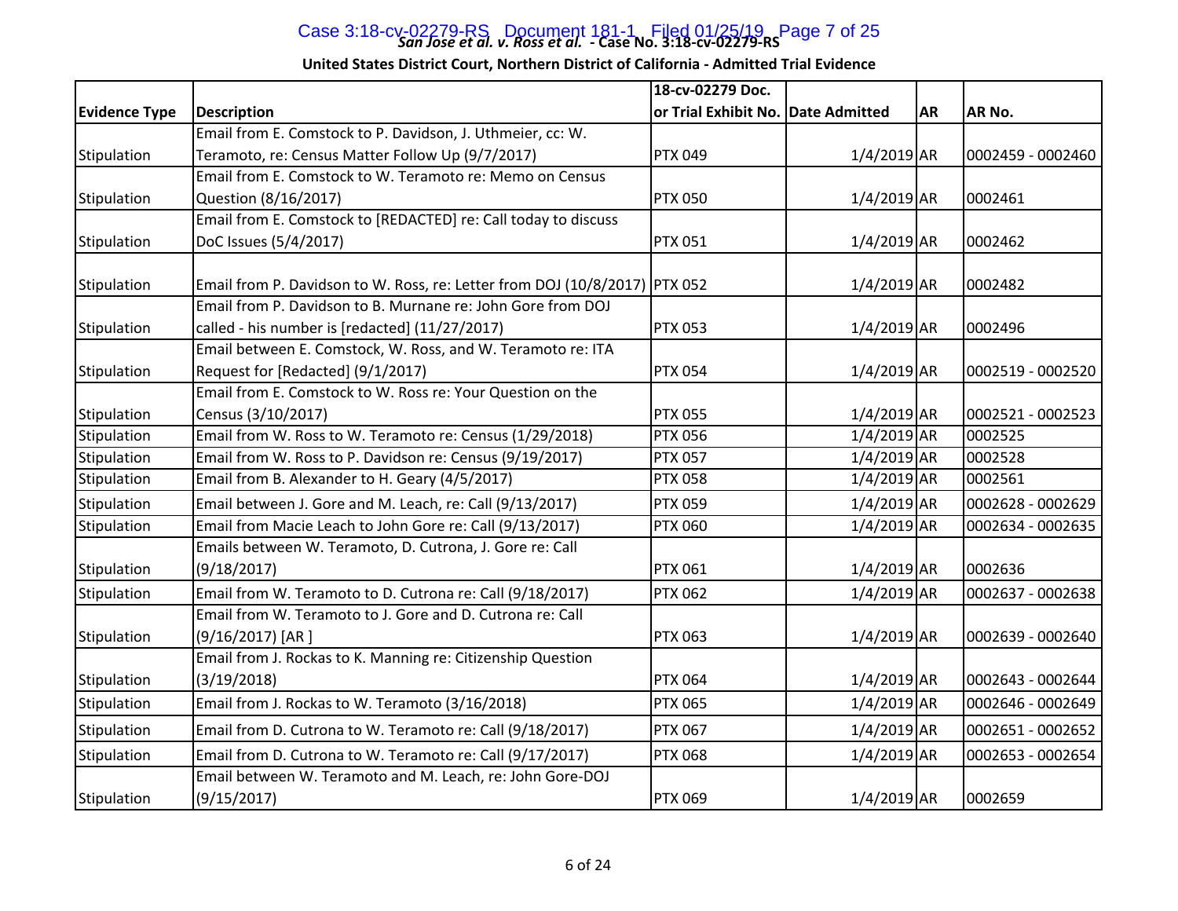**San Jose et al. v. Ross et al. - Case No. 3:18-cv-02279-RS**

**United States District Court, Northern District of California - Admitted Trial Evidence**

| Evidence Type | Description | 18-cv-02279 Doc. or Trial Exhibit No. | Date Admitted | AR | AR No. |
|---|---|---|---|---|---|
| Stipulation | Email from E. Comstock to P. Davidson, J. Uthmeier, cc: W. Teramoto, re: Census Matter Follow Up (9/7/2017) | PTX 049 | 1/4/2019 | AR | 0002459 - 0002460 |
| Stipulation | Email from E. Comstock to W. Teramoto re: Memo on Census Question (8/16/2017) | PTX 050 | 1/4/2019 | AR | 0002461 |
| Stipulation | Email from E. Comstock to [REDACTED] re: Call today to discuss DoC Issues (5/4/2017) | PTX 051 | 1/4/2019 | AR | 0002462 |
| Stipulation | Email from P. Davidson to W. Ross, re: Letter from DOJ (10/8/2017) | PTX 052 | 1/4/2019 | AR | 0002482 |
| Stipulation | Email from P. Davidson to B. Murnane re: John Gore from DOJ called - his number is [redacted] (11/27/2017) | PTX 053 | 1/4/2019 | AR | 0002496 |
| Stipulation | Email between E. Comstock, W. Ross, and W. Teramoto re: ITA Request for [Redacted] (9/1/2017) | PTX 054 | 1/4/2019 | AR | 0002519 - 0002520 |
| Stipulation | Email from E. Comstock to W. Ross re: Your Question on the Census (3/10/2017) | PTX 055 | 1/4/2019 | AR | 0002521 - 0002523 |
| Stipulation | Email from W. Ross to W. Teramoto re: Census (1/29/2018) | PTX 056 | 1/4/2019 | AR | 0002525 |
| Stipulation | Email from W. Ross to P. Davidson re: Census (9/19/2017) | PTX 057 | 1/4/2019 | AR | 0002528 |
| Stipulation | Email from B. Alexander to H. Geary (4/5/2017) | PTX 058 | 1/4/2019 | AR | 0002561 |
| Stipulation | Email between J. Gore and M. Leach, re: Call (9/13/2017) | PTX 059 | 1/4/2019 | AR | 0002628 - 0002629 |
| Stipulation | Email from Macie Leach to John Gore re: Call (9/13/2017) | PTX 060 | 1/4/2019 | AR | 0002634 - 0002635 |
| Stipulation | Emails between W. Teramoto, D. Cutrona, J. Gore re: Call (9/18/2017) | PTX 061 | 1/4/2019 | AR | 0002636 |
| Stipulation | Email from W. Teramoto to D. Cutrona re: Call (9/18/2017) | PTX 062 | 1/4/2019 | AR | 0002637 - 0002638 |
| Stipulation | Email from W. Teramoto to J. Gore and D. Cutrona re: Call (9/16/2017) [AR ] | PTX 063 | 1/4/2019 | AR | 0002639 - 0002640 |
| Stipulation | Email from J. Rockas to K. Manning re: Citizenship Question (3/19/2018) | PTX 064 | 1/4/2019 | AR | 0002643 - 0002644 |
| Stipulation | Email from J. Rockas to W. Teramoto (3/16/2018) | PTX 065 | 1/4/2019 | AR | 0002646 - 0002649 |
| Stipulation | Email from D. Cutrona to W. Teramoto re: Call (9/18/2017) | PTX 067 | 1/4/2019 | AR | 0002651 - 0002652 |
| Stipulation | Email from D. Cutrona to W. Teramoto re: Call (9/17/2017) | PTX 068 | 1/4/2019 | AR | 0002653 - 0002654 |
| Stipulation | Email between W. Teramoto and M. Leach, re: John Gore-DOJ (9/15/2017) | PTX 069 | 1/4/2019 | AR | 0002659 |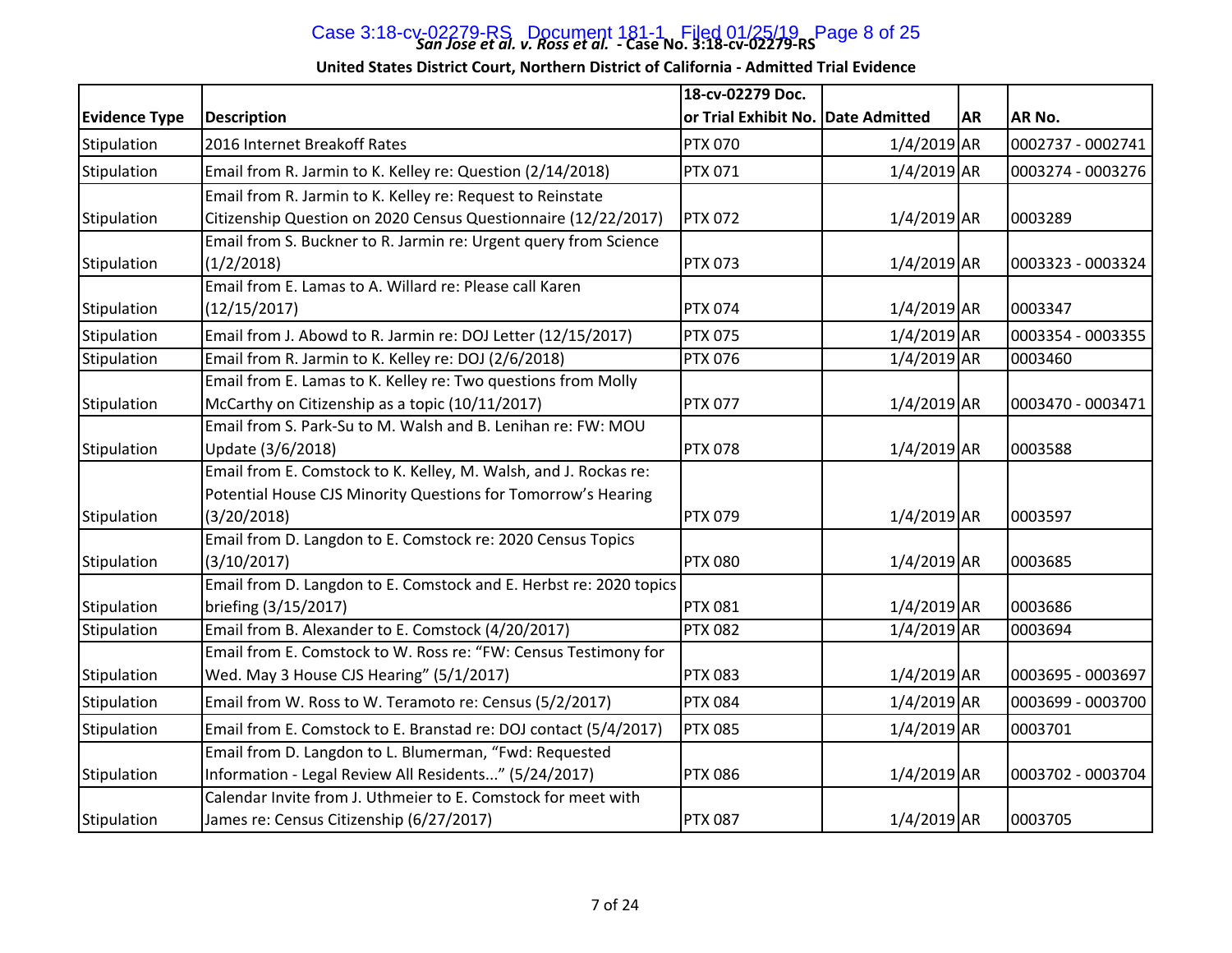**United States District Court, Northern District of California - Admitted Trial Evidence**

| Evidence Type | Description | 18-cv-02279 Doc. or Trial Exhibit No. | Date Admitted | AR | AR No. |
|---|---|---|---|---|---|
| Stipulation | 2016 Internet Breakoff Rates | PTX 070 | 1/4/2019 | AR | 0002737 - 0002741 |
| Stipulation | Email from R. Jarmin to K. Kelley re: Question (2/14/2018) | PTX 071 | 1/4/2019 | AR | 0003274 - 0003276 |
| Stipulation | Email from R. Jarmin to K. Kelley re: Request to Reinstate Citizenship Question on 2020 Census Questionnaire (12/22/2017) | PTX 072 | 1/4/2019 | AR | 0003289 |
| Stipulation | Email from S. Buckner to R. Jarmin re: Urgent query from Science (1/2/2018) | PTX 073 | 1/4/2019 | AR | 0003323 - 0003324 |
| Stipulation | Email from E. Lamas to A. Willard re: Please call Karen (12/15/2017) | PTX 074 | 1/4/2019 | AR | 0003347 |
| Stipulation | Email from J. Abowd to R. Jarmin re: DOJ Letter (12/15/2017) | PTX 075 | 1/4/2019 | AR | 0003354 - 0003355 |
| Stipulation | Email from R. Jarmin to K. Kelley re: DOJ (2/6/2018) | PTX 076 | 1/4/2019 | AR | 0003460 |
| Stipulation | Email from E. Lamas to K. Kelley re: Two questions from Molly McCarthy on Citizenship as a topic (10/11/2017) | PTX 077 | 1/4/2019 | AR | 0003470 - 0003471 |
| Stipulation | Email from S. Park-Su to M. Walsh and B. Lenihan re: FW: MOU Update (3/6/2018) | PTX 078 | 1/4/2019 | AR | 0003588 |
| Stipulation | Email from E. Comstock to K. Kelley, M. Walsh, and J. Rockas re: Potential House CJS Minority Questions for Tomorrow's Hearing (3/20/2018) | PTX 079 | 1/4/2019 | AR | 0003597 |
| Stipulation | Email from D. Langdon to E. Comstock re: 2020 Census Topics (3/10/2017) | PTX 080 | 1/4/2019 | AR | 0003685 |
| Stipulation | Email from D. Langdon to E. Comstock and E. Herbst re: 2020 topics briefing (3/15/2017) | PTX 081 | 1/4/2019 | AR | 0003686 |
| Stipulation | Email from B. Alexander to E. Comstock (4/20/2017) | PTX 082 | 1/4/2019 | AR | 0003694 |
| Stipulation | Email from E. Comstock to W. Ross re: "FW: Census Testimony for Wed. May 3 House CJS Hearing" (5/1/2017) | PTX 083 | 1/4/2019 | AR | 0003695 - 0003697 |
| Stipulation | Email from W. Ross to W. Teramoto re: Census (5/2/2017) | PTX 084 | 1/4/2019 | AR | 0003699 - 0003700 |
| Stipulation | Email from E. Comstock to E. Branstad re: DOJ contact (5/4/2017) | PTX 085 | 1/4/2019 | AR | 0003701 |
| Stipulation | Email from D. Langdon to L. Blumerman, "Fwd: Requested Information - Legal Review All Residents..." (5/24/2017) | PTX 086 | 1/4/2019 | AR | 0003702 - 0003704 |
| Stipulation | Calendar Invite from J. Uthmeier to E. Comstock for meet with James re: Census Citizenship (6/27/2017) | PTX 087 | 1/4/2019 | AR | 0003705 |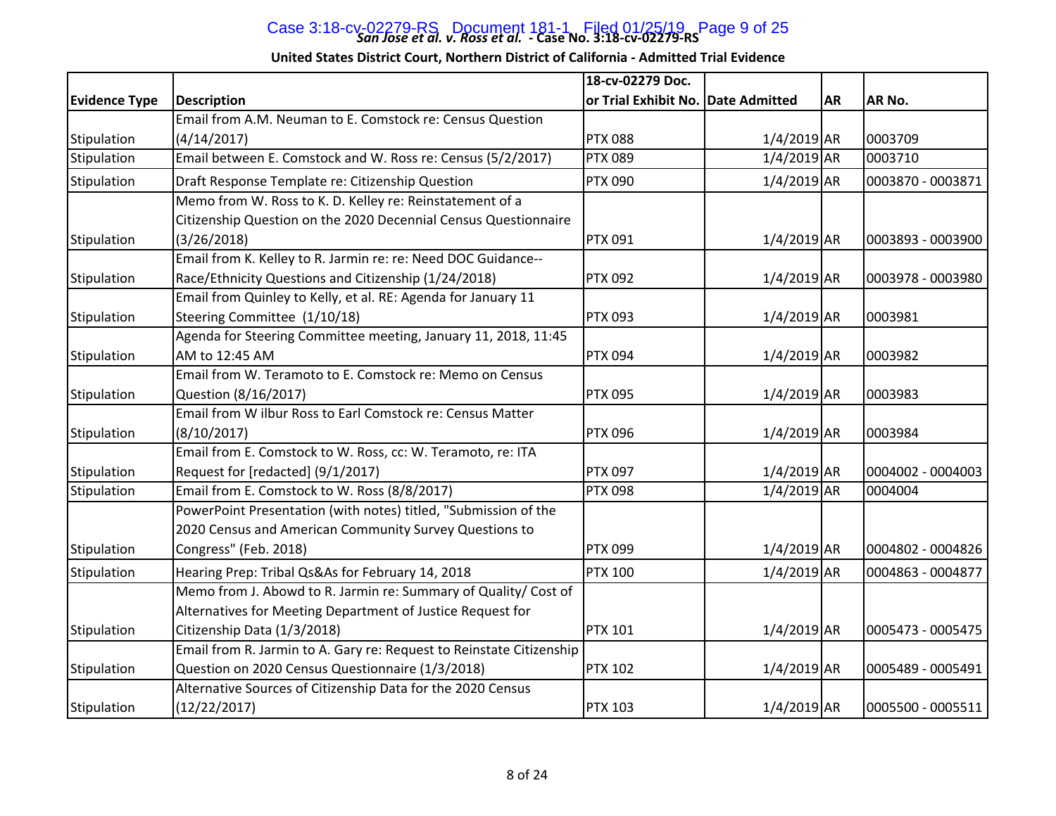**San Jose et al. v. Ross et al. - Case No. 3:18-cv-02279-RS**

**United States District Court, Northern District of California - Admitted Trial Evidence**

| Evidence Type | Description | 18-cv-02279 Doc. or Trial Exhibit No. | Date Admitted | AR | AR No. |
|---|---|---|---|---|---|
| Stipulation | Email from A.M. Neuman to E. Comstock re: Census Question (4/14/2017) | PTX 088 | 1/4/2019 | AR | 0003709 |
| Stipulation | Email between E. Comstock and W. Ross re: Census (5/2/2017) | PTX 089 | 1/4/2019 | AR | 0003710 |
| Stipulation | Draft Response Template re: Citizenship Question | PTX 090 | 1/4/2019 | AR | 0003870 - 0003871 |
| Stipulation | Memo from W. Ross to K. D. Kelley re: Reinstatement of a Citizenship Question on the 2020 Decennial Census Questionnaire (3/26/2018) | PTX 091 | 1/4/2019 | AR | 0003893 - 0003900 |
| Stipulation | Email from K. Kelley to R. Jarmin re: re: Need DOC Guidance--Race/Ethnicity Questions and Citizenship (1/24/2018) | PTX 092 | 1/4/2019 | AR | 0003978 - 0003980 |
| Stipulation | Email from Quinley to Kelly, et al. RE: Agenda for January 11 Steering Committee (1/10/18) | PTX 093 | 1/4/2019 | AR | 0003981 |
| Stipulation | Agenda for Steering Committee meeting, January 11, 2018, 11:45 AM to 12:45 AM | PTX 094 | 1/4/2019 | AR | 0003982 |
| Stipulation | Email from W. Teramoto to E. Comstock re: Memo on Census Question (8/16/2017) | PTX 095 | 1/4/2019 | AR | 0003983 |
| Stipulation | Email from W ilbur Ross to Earl Comstock re: Census Matter (8/10/2017) | PTX 096 | 1/4/2019 | AR | 0003984 |
| Stipulation | Email from E. Comstock to W. Ross, cc: W. Teramoto, re: ITA Request for [redacted] (9/1/2017) | PTX 097 | 1/4/2019 | AR | 0004002 - 0004003 |
| Stipulation | Email from E. Comstock to W. Ross (8/8/2017) | PTX 098 | 1/4/2019 | AR | 0004004 |
| Stipulation | PowerPoint Presentation (with notes) titled, "Submission of the 2020 Census and American Community Survey Questions to Congress" (Feb. 2018) | PTX 099 | 1/4/2019 | AR | 0004802 - 0004826 |
| Stipulation | Hearing Prep: Tribal Qs&As for February 14, 2018 | PTX 100 | 1/4/2019 | AR | 0004863 - 0004877 |
| Stipulation | Memo from J. Abowd to R. Jarmin re: Summary of Quality/ Cost of Alternatives for Meeting Department of Justice Request for Citizenship Data (1/3/2018) | PTX 101 | 1/4/2019 | AR | 0005473 - 0005475 |
| Stipulation | Email from R. Jarmin to A. Gary re: Request to Reinstate Citizenship Question on 2020 Census Questionnaire (1/3/2018) | PTX 102 | 1/4/2019 | AR | 0005489 - 0005491 |
| Stipulation | Alternative Sources of Citizenship Data for the 2020 Census (12/22/2017) | PTX 103 | 1/4/2019 | AR | 0005500 - 0005511 |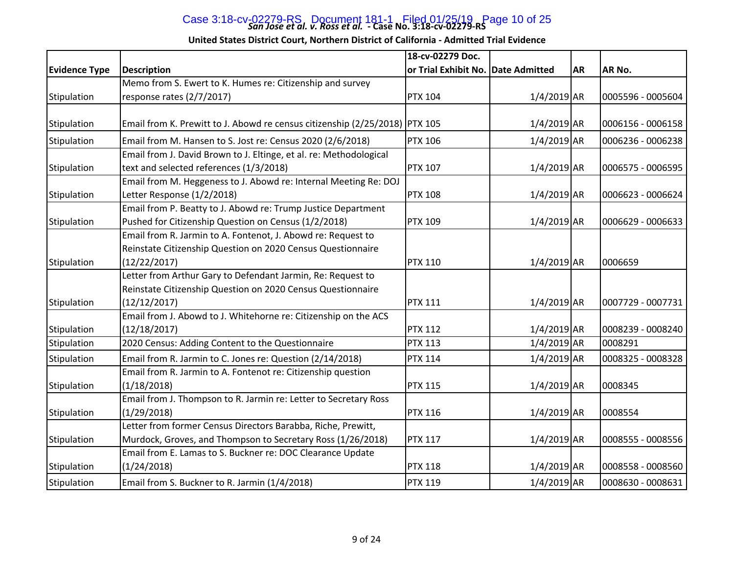**San Jose et al. v. Ross et al. - Case No. 3:18-cv-02279-RS**

**United States District Court, Northern District of California - Admitted Trial Evidence**

| Evidence Type | Description | 18-cv-02279 Doc. or Trial Exhibit No. | Date Admitted | AR | AR No. |
|---|---|---|---|---|---|
| Stipulation | Memo from S. Ewert to K. Humes re: Citizenship and survey response rates (2/7/2017) | PTX 104 | 1/4/2019 | AR | 0005596 - 0005604 |
| Stipulation | Email from K. Prewitt to J. Abowd re census citizenship (2/25/2018) | PTX 105 | 1/4/2019 | AR | 0006156 - 0006158 |
| Stipulation | Email from M. Hansen to S. Jost re: Census 2020 (2/6/2018) | PTX 106 | 1/4/2019 | AR | 0006236 - 0006238 |
| Stipulation | Email from J. David Brown to J. Eltinge, et al. re: Methodological text and selected references (1/3/2018) | PTX 107 | 1/4/2019 | AR | 0006575 - 0006595 |
| Stipulation | Email from M. Heggeness to J. Abowd re: Internal Meeting Re: DOJ Letter Response (1/2/2018) | PTX 108 | 1/4/2019 | AR | 0006623 - 0006624 |
| Stipulation | Email from P. Beatty to J. Abowd re: Trump Justice Department Pushed for Citizenship Question on Census (1/2/2018) | PTX 109 | 1/4/2019 | AR | 0006629 - 0006633 |
| Stipulation | Email from R. Jarmin to A. Fontenot, J. Abowd re: Request to Reinstate Citizenship Question on 2020 Census Questionnaire (12/22/2017) | PTX 110 | 1/4/2019 | AR | 0006659 |
| Stipulation | Letter from Arthur Gary to Defendant Jarmin, Re: Request to Reinstate Citizenship Question on 2020 Census Questionnaire (12/12/2017) | PTX 111 | 1/4/2019 | AR | 0007729 - 0007731 |
| Stipulation | Email from J. Abowd to J. Whitehorne re: Citizenship on the ACS (12/18/2017) | PTX 112 | 1/4/2019 | AR | 0008239 - 0008240 |
| Stipulation | 2020 Census: Adding Content to the Questionnaire | PTX 113 | 1/4/2019 | AR | 0008291 |
| Stipulation | Email from R. Jarmin to C. Jones re: Question (2/14/2018) | PTX 114 | 1/4/2019 | AR | 0008325 - 0008328 |
| Stipulation | Email from R. Jarmin to A. Fontenot re: Citizenship question (1/18/2018) | PTX 115 | 1/4/2019 | AR | 0008345 |
| Stipulation | Email from J. Thompson to R. Jarmin re: Letter to Secretary Ross (1/29/2018) | PTX 116 | 1/4/2019 | AR | 0008554 |
| Stipulation | Letter from former Census Directors Barabba, Riche, Prewitt, Murdock, Groves, and Thompson to Secretary Ross (1/26/2018) | PTX 117 | 1/4/2019 | AR | 0008555 - 0008556 |
| Stipulation | Email from E. Lamas to S. Buckner re: DOC Clearance Update (1/24/2018) | PTX 118 | 1/4/2019 | AR | 0008558 - 0008560 |
| Stipulation | Email from S. Buckner to R. Jarmin (1/4/2018) | PTX 119 | 1/4/2019 | AR | 0008630 - 0008631 |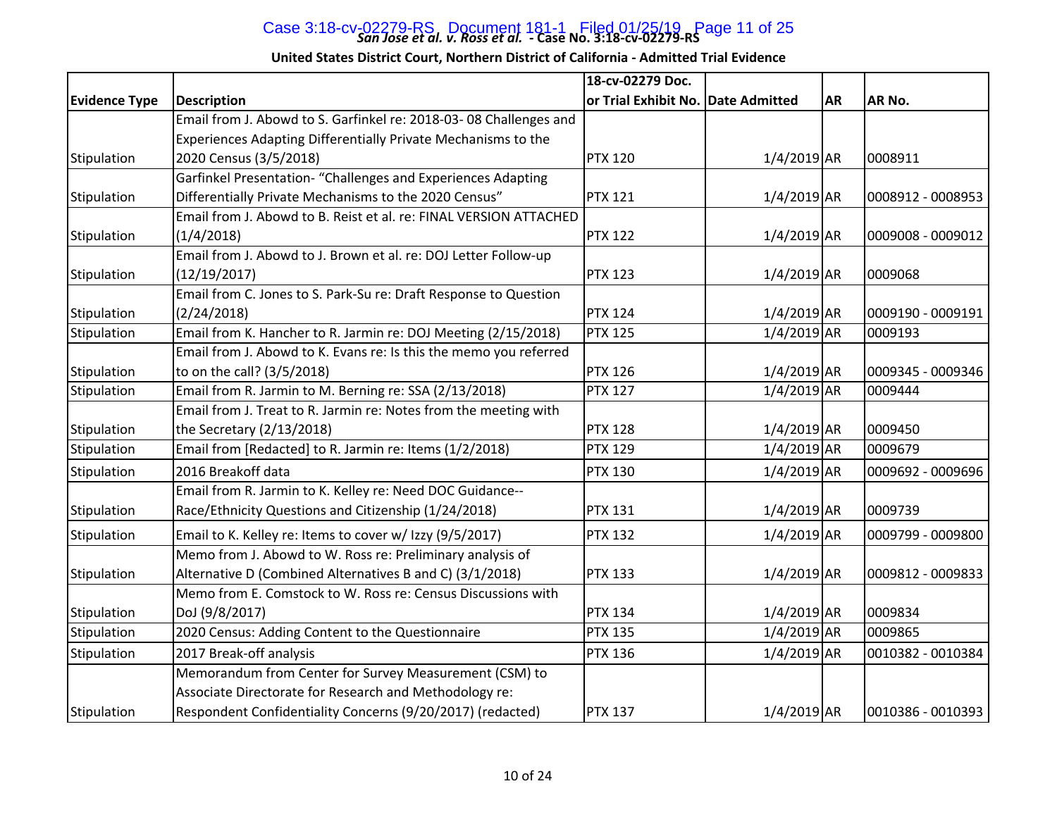**San Jose et al. v. Ross et al. - Case No. 3:18-cv-02279-RS**

**United States District Court, Northern District of California - Admitted Trial Evidence**

| Evidence Type | Description | 18-cv-02279 Doc. or Trial Exhibit No. | Date Admitted | AR | AR No. |
|---|---|---|---|---|---|
| Stipulation | Email from J. Abowd to S. Garfinkel re: 2018-03- 08 Challenges and Experiences Adapting Differentially Private Mechanisms to the 2020 Census (3/5/2018) | PTX 120 | 1/4/2019 | AR | 0008911 |
| Stipulation | Garfinkel Presentation- "Challenges and Experiences Adapting Differentially Private Mechanisms to the 2020 Census" | PTX 121 | 1/4/2019 | AR | 0008912 - 0008953 |
| Stipulation | Email from J. Abowd to B. Reist et al. re: FINAL VERSION ATTACHED (1/4/2018) | PTX 122 | 1/4/2019 | AR | 0009008 - 0009012 |
| Stipulation | Email from J. Abowd to J. Brown et al. re: DOJ Letter Follow-up (12/19/2017) | PTX 123 | 1/4/2019 | AR | 0009068 |
| Stipulation | Email from C. Jones to S. Park-Su re: Draft Response to Question (2/24/2018) | PTX 124 | 1/4/2019 | AR | 0009190 - 0009191 |
| Stipulation | Email from K. Hancher to R. Jarmin re: DOJ Meeting (2/15/2018) | PTX 125 | 1/4/2019 | AR | 0009193 |
| Stipulation | Email from J. Abowd to K. Evans re: Is this the memo you referred to on the call? (3/5/2018) | PTX 126 | 1/4/2019 | AR | 0009345 - 0009346 |
| Stipulation | Email from R. Jarmin to M. Berning re: SSA (2/13/2018) | PTX 127 | 1/4/2019 | AR | 0009444 |
| Stipulation | Email from J. Treat to R. Jarmin re: Notes from the meeting with the Secretary (2/13/2018) | PTX 128 | 1/4/2019 | AR | 0009450 |
| Stipulation | Email from [Redacted] to R. Jarmin re: Items (1/2/2018) | PTX 129 | 1/4/2019 | AR | 0009679 |
| Stipulation | 2016 Breakoff data | PTX 130 | 1/4/2019 | AR | 0009692 - 0009696 |
| Stipulation | Email from R. Jarmin to K. Kelley re: Need DOC Guidance--Race/Ethnicity Questions and Citizenship (1/24/2018) | PTX 131 | 1/4/2019 | AR | 0009739 |
| Stipulation | Email to K. Kelley re: Items to cover w/ Izzy (9/5/2017) | PTX 132 | 1/4/2019 | AR | 0009799 - 0009800 |
| Stipulation | Memo from J. Abowd to W. Ross re: Preliminary analysis of Alternative D (Combined Alternatives B and C) (3/1/2018) | PTX 133 | 1/4/2019 | AR | 0009812 - 0009833 |
| Stipulation | Memo from E. Comstock to W. Ross re: Census Discussions with DoJ (9/8/2017) | PTX 134 | 1/4/2019 | AR | 0009834 |
| Stipulation | 2020 Census: Adding Content to the Questionnaire | PTX 135 | 1/4/2019 | AR | 0009865 |
| Stipulation | 2017 Break-off analysis | PTX 136 | 1/4/2019 | AR | 0010382 - 0010384 |
| Stipulation | Memorandum from Center for Survey Measurement (CSM) to Associate Directorate for Research and Methodology re: Respondent Confidentiality Concerns (9/20/2017) (redacted) | PTX 137 | 1/4/2019 | AR | 0010386 - 0010393 |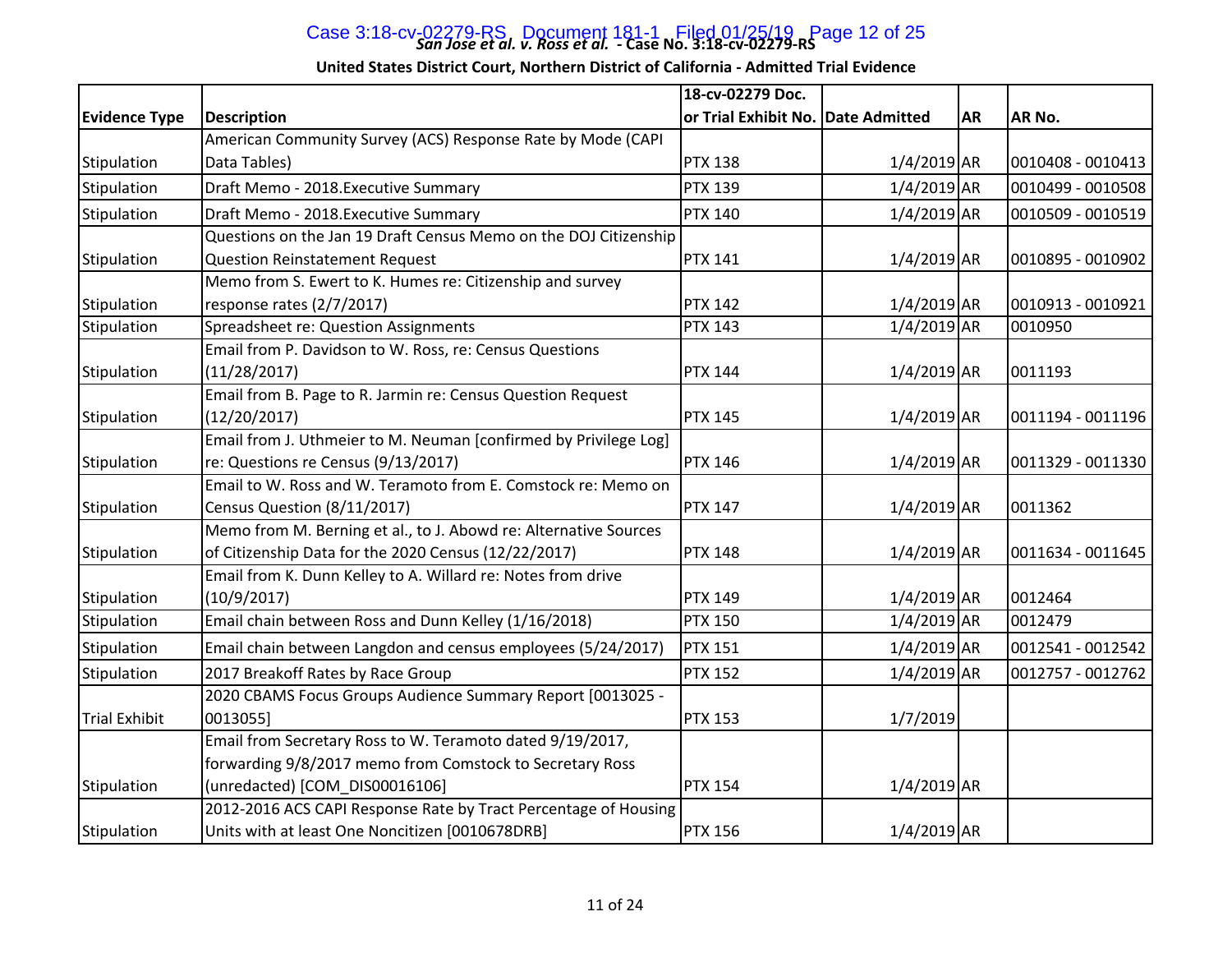**United States District Court, Northern District of California - Admitted Trial Evidence**

| Evidence Type | Description | 18-cv-02279 Doc. or Trial Exhibit No. | Date Admitted | AR | AR No. |
|---|---|---|---|---|---|
| Stipulation | American Community Survey (ACS) Response Rate by Mode (CAPI Data Tables) | PTX 138 | 1/4/2019 | AR | 0010408 - 0010413 |
| Stipulation | Draft Memo - 2018.Executive Summary | PTX 139 | 1/4/2019 | AR | 0010499 - 0010508 |
| Stipulation | Draft Memo - 2018.Executive Summary | PTX 140 | 1/4/2019 | AR | 0010509 - 0010519 |
| Stipulation | Questions on the Jan 19 Draft Census Memo on the DOJ Citizenship Question Reinstatement Request | PTX 141 | 1/4/2019 | AR | 0010895 - 0010902 |
| Stipulation | Memo from S. Ewert to K. Humes re: Citizenship and survey response rates (2/7/2017) | PTX 142 | 1/4/2019 | AR | 0010913 - 0010921 |
| Stipulation | Spreadsheet re: Question Assignments | PTX 143 | 1/4/2019 | AR | 0010950 |
| Stipulation | Email from P. Davidson to W. Ross, re: Census Questions (11/28/2017) | PTX 144 | 1/4/2019 | AR | 0011193 |
| Stipulation | Email from B. Page to R. Jarmin re: Census Question Request (12/20/2017) | PTX 145 | 1/4/2019 | AR | 0011194 - 0011196 |
| Stipulation | Email from J. Uthmeier to M. Neuman [confirmed by Privilege Log] re: Questions re Census (9/13/2017) | PTX 146 | 1/4/2019 | AR | 0011329 - 0011330 |
| Stipulation | Email to W. Ross and W. Teramoto from E. Comstock re: Memo on Census Question (8/11/2017) | PTX 147 | 1/4/2019 | AR | 0011362 |
| Stipulation | Memo from M. Berning et al., to J. Abowd re: Alternative Sources of Citizenship Data for the 2020 Census (12/22/2017) | PTX 148 | 1/4/2019 | AR | 0011634 - 0011645 |
| Stipulation | Email from K. Dunn Kelley to A. Willard re: Notes from drive (10/9/2017) | PTX 149 | 1/4/2019 | AR | 0012464 |
| Stipulation | Email chain between Ross and Dunn Kelley (1/16/2018) | PTX 150 | 1/4/2019 | AR | 0012479 |
| Stipulation | Email chain between Langdon and census employees (5/24/2017) | PTX 151 | 1/4/2019 | AR | 0012541 - 0012542 |
| Stipulation | 2017 Breakoff Rates by Race Group | PTX 152 | 1/4/2019 | AR | 0012757 - 0012762 |
| Trial Exhibit | 2020 CBAMS Focus Groups Audience Summary Report [0013025 - 0013055] | PTX 153 | 1/7/2019 | | |
| Stipulation | Email from Secretary Ross to W. Teramoto dated 9/19/2017, forwarding 9/8/2017 memo from Comstock to Secretary Ross (unredacted) [COM_DIS00016106] | PTX 154 | 1/4/2019 | AR | |
| Stipulation | 2012-2016 ACS CAPI Response Rate by Tract Percentage of Housing Units with at least One Noncitizen [0010678DRB] | PTX 156 | 1/4/2019 | AR | |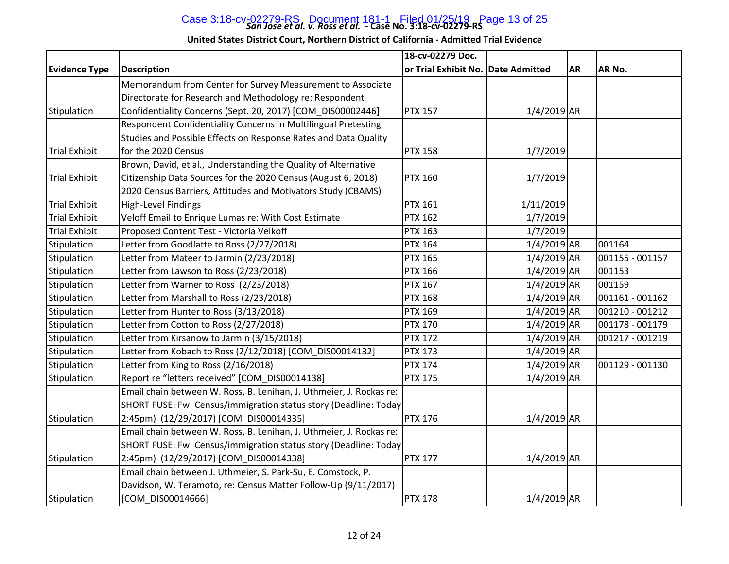| Evidence Type | Description | 18-cv-02279 Doc. or Trial Exhibit No. | Date Admitted | AR | AR No. |
|---|---|---|---|---|---|
| Stipulation | Memorandum from Center for Survey Measurement to Associate Directorate for Research and Methodology re: Respondent Confidentiality Concerns (Sept. 20, 2017) [COM_DIS00002446] | PTX 157 | 1/4/2019 | AR | |
| Trial Exhibit | Respondent Confidentiality Concerns in Multilingual Pretesting Studies and Possible Effects on Response Rates and Data Quality for the 2020 Census | PTX 158 | 1/7/2019 | | |
| Trial Exhibit | Brown, David, et al., Understanding the Quality of Alternative Citizenship Data Sources for the 2020 Census (August 6, 2018) | PTX 160 | 1/7/2019 | | |
| Trial Exhibit | 2020 Census Barriers, Attitudes and Motivators Study (CBAMS) High-Level Findings | PTX 161 | 1/11/2019 | | |
| Trial Exhibit | Veloff Email to Enrique Lumas re: With Cost Estimate | PTX 162 | 1/7/2019 | | |
| Trial Exhibit | Proposed Content Test - Victoria Velkoff | PTX 163 | 1/7/2019 | | |
| Stipulation | Letter from Goodlatte to Ross (2/27/2018) | PTX 164 | 1/4/2019 | AR | 001164 |
| Stipulation | Letter from Mateer to Jarmin (2/23/2018) | PTX 165 | 1/4/2019 | AR | 001155 - 001157 |
| Stipulation | Letter from Lawson to Ross (2/23/2018) | PTX 166 | 1/4/2019 | AR | 001153 |
| Stipulation | Letter from Warner to Ross (2/23/2018) | PTX 167 | 1/4/2019 | AR | 001159 |
| Stipulation | Letter from Marshall to Ross (2/23/2018) | PTX 168 | 1/4/2019 | AR | 001161 - 001162 |
| Stipulation | Letter from Hunter to Ross (3/13/2018) | PTX 169 | 1/4/2019 | AR | 001210 - 001212 |
| Stipulation | Letter from Cotton to Ross (2/27/2018) | PTX 170 | 1/4/2019 | AR | 001178 - 001179 |
| Stipulation | Letter from Kirsanow to Jarmin (3/15/2018) | PTX 172 | 1/4/2019 | AR | 001217 - 001219 |
| Stipulation | Letter from Kobach to Ross (2/12/2018) [COM_DIS00014132] | PTX 173 | 1/4/2019 | AR | |
| Stipulation | Letter from King to Ross (2/16/2018) | PTX 174 | 1/4/2019 | AR | 001129 - 001130 |
| Stipulation | Report re "letters received" [COM_DIS00014138] | PTX 175 | 1/4/2019 | AR | |
| Stipulation | Email chain between W. Ross, B. Lenihan, J. Uthmeier, J. Rockas re: SHORT FUSE: Fw: Census/immigration status story (Deadline: Today 2:45pm) (12/29/2017) [COM_DIS00014335] | PTX 176 | 1/4/2019 | AR | |
| Stipulation | Email chain between W. Ross, B. Lenihan, J. Uthmeier, J. Rockas re: SHORT FUSE: Fw: Census/immigration status story (Deadline: Today 2:45pm) (12/29/2017) [COM_DIS00014338] | PTX 177 | 1/4/2019 | AR | |
| Stipulation | Email chain between J. Uthmeier, S. Park-Su, E. Comstock, P. Davidson, W. Teramoto, re: Census Matter Follow-Up (9/11/2017) [COM_DIS00014666] | PTX 178 | 1/4/2019 | AR | |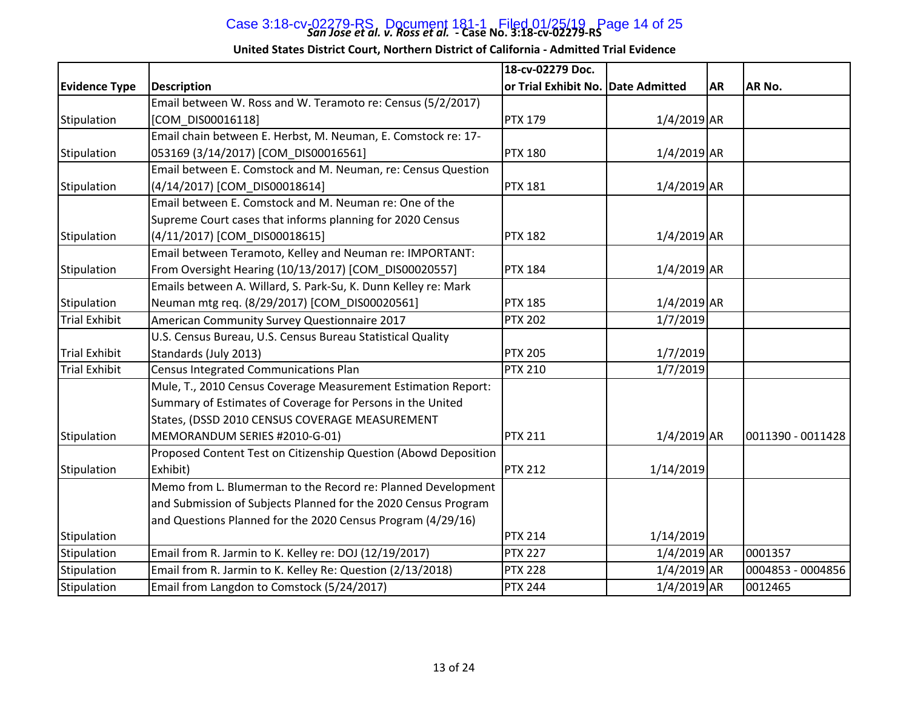**San Jose et al. v. Ross et al. - Case No. 3:18-cv-02279-RS**

**United States District Court, Northern District of California - Admitted Trial Evidence**

| Evidence Type | Description | 18-cv-02279 Doc. or Trial Exhibit No. | Date Admitted | AR | AR No. |
|---|---|---|---|---|---|
| Stipulation | Email between W. Ross and W. Teramoto re: Census (5/2/2017) [COM_DIS00016118] | PTX 179 | 1/4/2019 | AR | |
| Stipulation | Email chain between E. Herbst, M. Neuman, E. Comstock re: 17-053169 (3/14/2017) [COM_DIS00016561] | PTX 180 | 1/4/2019 | AR | |
| Stipulation | Email between E. Comstock and M. Neuman, re: Census Question (4/14/2017) [COM_DIS00018614] | PTX 181 | 1/4/2019 | AR | |
| Stipulation | Email between E. Comstock and M. Neuman re: One of the Supreme Court cases that informs planning for 2020 Census (4/11/2017) [COM_DIS00018615] | PTX 182 | 1/4/2019 | AR | |
| Stipulation | Email between Teramoto, Kelley and Neuman re: IMPORTANT: From Oversight Hearing (10/13/2017) [COM_DIS00020557] | PTX 184 | 1/4/2019 | AR | |
| Stipulation | Emails between A. Willard, S. Park-Su, K. Dunn Kelley re: Mark Neuman mtg req. (8/29/2017) [COM_DIS00020561] | PTX 185 | 1/4/2019 | AR | |
| Trial Exhibit | American Community Survey Questionnaire 2017 | PTX 202 | 1/7/2019 | | |
| Trial Exhibit | U.S. Census Bureau, U.S. Census Bureau Statistical Quality Standards (July 2013) | PTX 205 | 1/7/2019 | | |
| Trial Exhibit | Census Integrated Communications Plan | PTX 210 | 1/7/2019 | | |
| Stipulation | Mule, T., 2010 Census Coverage Measurement Estimation Report: Summary of Estimates of Coverage for Persons in the United States, (DSSD 2010 CENSUS COVERAGE MEASUREMENT MEMORANDUM SERIES #2010-G-01) | PTX 211 | 1/4/2019 | AR | 0011390 - 0011428 |
| Stipulation | Proposed Content Test on Citizenship Question (Abowd Deposition Exhibit) | PTX 212 | 1/14/2019 | | |
| Stipulation | Memo from L. Blumerman to the Record re: Planned Development and Submission of Subjects Planned for the 2020 Census Program and Questions Planned for the 2020 Census Program (4/29/16) | PTX 214 | 1/14/2019 | | |
| Stipulation | Email from R. Jarmin to K. Kelley re: DOJ (12/19/2017) | PTX 227 | 1/4/2019 | AR | 0001357 |
| Stipulation | Email from R. Jarmin to K. Kelley Re: Question (2/13/2018) | PTX 228 | 1/4/2019 | AR | 0004853 - 0004856 |
| Stipulation | Email from Langdon to Comstock (5/24/2017) | PTX 244 | 1/4/2019 | AR | 0012465 |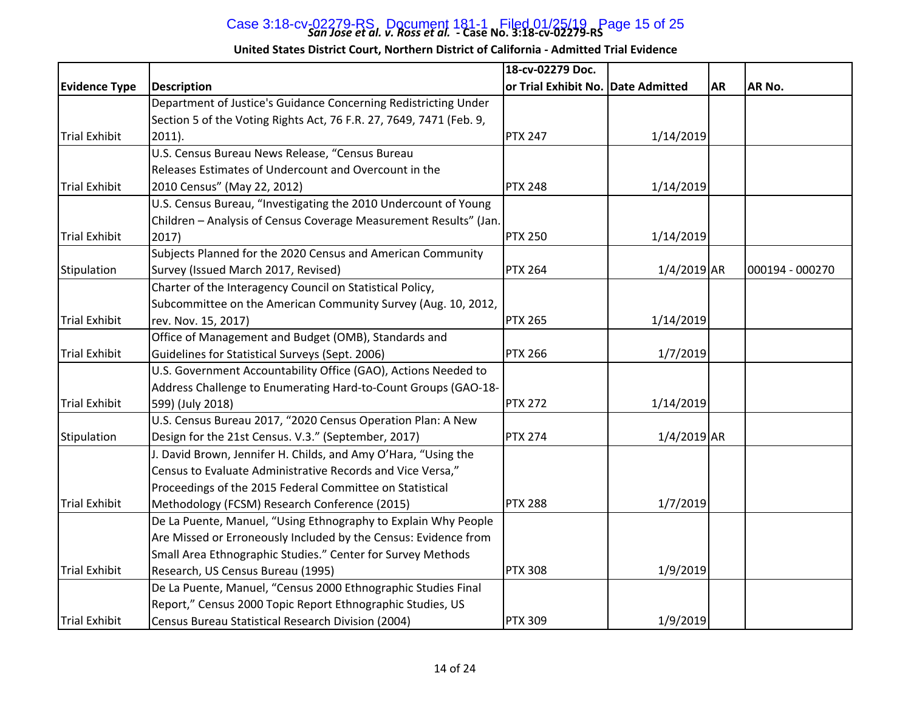| Evidence Type | Description | 18-cv-02279 Doc. or Trial Exhibit No. | Date Admitted | AR | AR No. |
|---|---|---|---|---|---|
| Trial Exhibit | Department of Justice's Guidance Concerning Redistricting Under Section 5 of the Voting Rights Act, 76 F.R. 27, 7649, 7471 (Feb. 9, 2011). | PTX 247 | 1/14/2019 | | |
| Trial Exhibit | U.S. Census Bureau News Release, "Census Bureau Releases Estimates of Undercount and Overcount in the 2010 Census" (May 22, 2012) | PTX 248 | 1/14/2019 | | |
| Trial Exhibit | U.S. Census Bureau, "Investigating the 2010 Undercount of Young Children – Analysis of Census Coverage Measurement Results" (Jan. 2017) | PTX 250 | 1/14/2019 | | |
| Stipulation | Subjects Planned for the 2020 Census and American Community Survey (Issued March 2017, Revised) | PTX 264 | 1/4/2019 | AR | 000194 - 000270 |
| Trial Exhibit | Charter of the Interagency Council on Statistical Policy, Subcommittee on the American Community Survey (Aug. 10, 2012, rev. Nov. 15, 2017) | PTX 265 | 1/14/2019 | | |
| Trial Exhibit | Office of Management and Budget (OMB), Standards and Guidelines for Statistical Surveys (Sept. 2006) | PTX 266 | 1/7/2019 | | |
| Trial Exhibit | U.S. Government Accountability Office (GAO), Actions Needed to Address Challenge to Enumerating Hard-to-Count Groups (GAO-18-599) (July 2018) | PTX 272 | 1/14/2019 | | |
| Stipulation | U.S. Census Bureau 2017, "2020 Census Operation Plan: A New Design for the 21st Census. V.3." (September, 2017) | PTX 274 | 1/4/2019 | AR | |
| Trial Exhibit | J. David Brown, Jennifer H. Childs, and Amy O'Hara, "Using the Census to Evaluate Administrative Records and Vice Versa," Proceedings of the 2015 Federal Committee on Statistical Methodology (FCSM) Research Conference (2015) | PTX 288 | 1/7/2019 | | |
| Trial Exhibit | De La Puente, Manuel, "Using Ethnography to Explain Why People Are Missed or Erroneously Included by the Census: Evidence from Small Area Ethnographic Studies." Center for Survey Methods Research, US Census Bureau (1995) | PTX 308 | 1/9/2019 | | |
| Trial Exhibit | De La Puente, Manuel, "Census 2000 Ethnographic Studies Final Report," Census 2000 Topic Report Ethnographic Studies, US Census Bureau Statistical Research Division (2004) | PTX 309 | 1/9/2019 | | |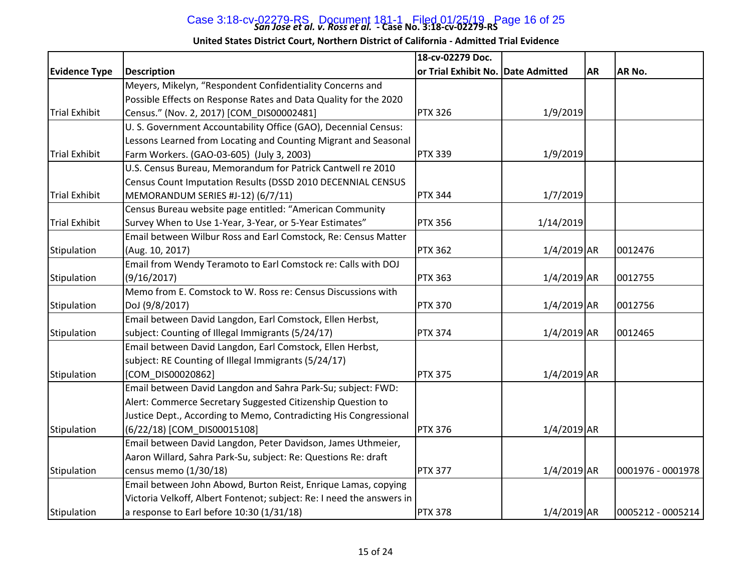**San Jose et al. v. Ross et al. - Case No. 3:18-cv-02279-RS**

**United States District Court, Northern District of California - Admitted Trial Evidence**

| Evidence Type | Description | 18-cv-02279 Doc. or Trial Exhibit No. | Date Admitted | AR | AR No. |
|---|---|---|---|---|---|
| Trial Exhibit | Meyers, Mikelyn, "Respondent Confidentiality Concerns and Possible Effects on Response Rates and Data Quality for the 2020 Census." (Nov. 2, 2017) [COM_DIS00002481] | PTX 326 | 1/9/2019 | | |
| Trial Exhibit | U. S. Government Accountability Office (GAO), Decennial Census: Lessons Learned from Locating and Counting Migrant and Seasonal Farm Workers. (GAO-03-605) (July 3, 2003) | PTX 339 | 1/9/2019 | | |
| Trial Exhibit | U.S. Census Bureau, Memorandum for Patrick Cantwell re 2010 Census Count Imputation Results (DSSD 2010 DECENNIAL CENSUS MEMORANDUM SERIES #J-12) (6/7/11) | PTX 344 | 1/7/2019 | | |
| Trial Exhibit | Census Bureau website page entitled: "American Community Survey When to Use 1-Year, 3-Year, or 5-Year Estimates" | PTX 356 | 1/14/2019 | | |
| Stipulation | Email between Wilbur Ross and Earl Comstock, Re: Census Matter (Aug. 10, 2017) | PTX 362 | 1/4/2019 | AR | 0012476 |
| Stipulation | Email from Wendy Teramoto to Earl Comstock re: Calls with DOJ (9/16/2017) | PTX 363 | 1/4/2019 | AR | 0012755 |
| Stipulation | Memo from E. Comstock to W. Ross re: Census Discussions with DoJ (9/8/2017) | PTX 370 | 1/4/2019 | AR | 0012756 |
| Stipulation | Email between David Langdon, Earl Comstock, Ellen Herbst, subject: Counting of Illegal Immigrants (5/24/17) | PTX 374 | 1/4/2019 | AR | 0012465 |
| Stipulation | Email between David Langdon, Earl Comstock, Ellen Herbst, subject: RE Counting of Illegal Immigrants (5/24/17) [COM_DIS00020862] | PTX 375 | 1/4/2019 | AR | |
| Stipulation | Email between David Langdon and Sahra Park-Su; subject: FWD: Alert: Commerce Secretary Suggested Citizenship Question to Justice Dept., According to Memo, Contradicting His Congressional (6/22/18) [COM_DIS00015108] | PTX 376 | 1/4/2019 | AR | |
| Stipulation | Email between David Langdon, Peter Davidson, James Uthmeier, Aaron Willard, Sahra Park-Su, subject: Re: Questions Re: draft census memo (1/30/18) | PTX 377 | 1/4/2019 | AR | 0001976 - 0001978 |
| Stipulation | Email between John Abowd, Burton Reist, Enrique Lamas, copying Victoria Velkoff, Albert Fontenot; subject: Re: I need the answers in a response to Earl before 10:30 (1/31/18) | PTX 378 | 1/4/2019 | AR | 0005212 - 0005214 |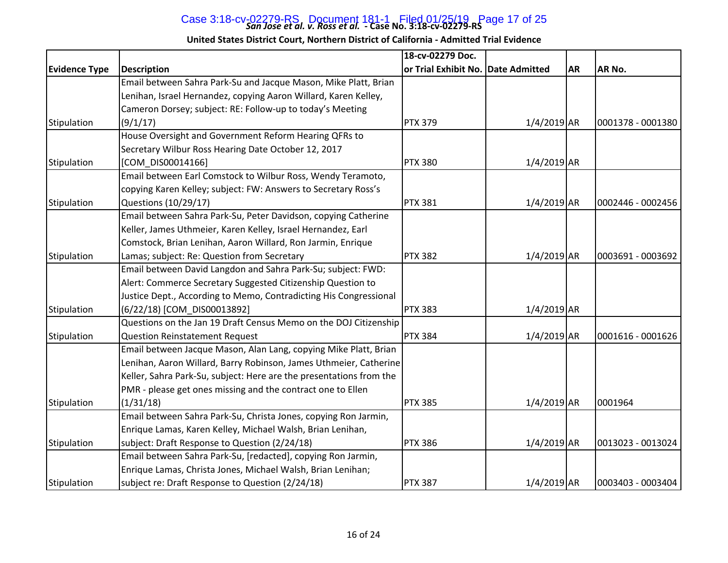| Evidence Type | Description | 18-cv-02279 Doc. or Trial Exhibit No. | Date Admitted | AR | AR No. |
|---|---|---|---|---|---|
| Stipulation | Email between Sahra Park-Su and Jacque Mason, Mike Platt, Brian Lenihan, Israel Hernandez, copying Aaron Willard, Karen Kelley, Cameron Dorsey; subject: RE: Follow-up to today's Meeting (9/1/17) | PTX 379 | 1/4/2019 | AR | 0001378 - 0001380 |
| Stipulation | House Oversight and Government Reform Hearing QFRs to Secretary Wilbur Ross Hearing Date October 12, 2017 [COM_DIS00014166] | PTX 380 | 1/4/2019 | AR | |
| Stipulation | Email between Earl Comstock to Wilbur Ross, Wendy Teramoto, copying Karen Kelley; subject: FW: Answers to Secretary Ross's Questions (10/29/17) | PTX 381 | 1/4/2019 | AR | 0002446 - 0002456 |
| Stipulation | Email between Sahra Park-Su, Peter Davidson, copying Catherine Keller, James Uthmeier, Karen Kelley, Israel Hernandez, Earl Comstock, Brian Lenihan, Aaron Willard, Ron Jarmin, Enrique Lamas; subject: Re: Question from Secretary | PTX 382 | 1/4/2019 | AR | 0003691 - 0003692 |
| Stipulation | Email between David Langdon and Sahra Park-Su; subject: FWD: Alert: Commerce Secretary Suggested Citizenship Question to Justice Dept., According to Memo, Contradicting His Congressional (6/22/18) [COM_DIS00013892] | PTX 383 | 1/4/2019 | AR | |
| Stipulation | Questions on the Jan 19 Draft Census Memo on the DOJ Citizenship Question Reinstatement Request | PTX 384 | 1/4/2019 | AR | 0001616 - 0001626 |
| Stipulation | Email between Jacque Mason, Alan Lang, copying Mike Platt, Brian Lenihan, Aaron Willard, Barry Robinson, James Uthmeier, Catherine Keller, Sahra Park-Su, subject: Here are the presentations from the PMR - please get ones missing and the contract one to Ellen (1/31/18) | PTX 385 | 1/4/2019 | AR | 0001964 |
| Stipulation | Email between Sahra Park-Su, Christa Jones, copying Ron Jarmin, Enrique Lamas, Karen Kelley, Michael Walsh, Brian Lenihan, subject: Draft Response to Question (2/24/18) | PTX 386 | 1/4/2019 | AR | 0013023 - 0013024 |
| Stipulation | Email between Sahra Park-Su, [redacted], copying Ron Jarmin, Enrique Lamas, Christa Jones, Michael Walsh, Brian Lenihan; subject re: Draft Response to Question (2/24/18) | PTX 387 | 1/4/2019 | AR | 0003403 - 0003404 |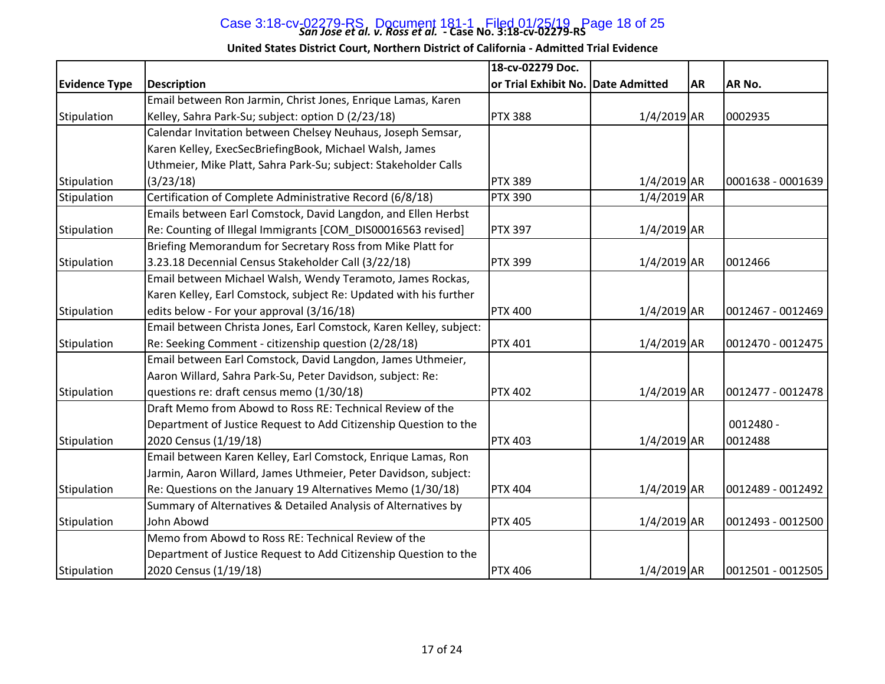**San Jose et al. v. Ross et al. - Case No. 3:18-cv-02279-RS**

**United States District Court, Northern District of California - Admitted Trial Evidence**

| Evidence Type | Description | 18-cv-02279 Doc. or Trial Exhibit No. | Date Admitted | AR | AR No. |
|---|---|---|---|---|---|
| Stipulation | Email between Ron Jarmin, Christ Jones, Enrique Lamas, Karen Kelley, Sahra Park-Su; subject: option D (2/23/18) | PTX 388 | 1/4/2019 | AR | 0002935 |
| Stipulation | Calendar Invitation between Chelsey Neuhaus, Joseph Semsar, Karen Kelley, ExecSecBriefingBook, Michael Walsh, James Uthmeier, Mike Platt, Sahra Park-Su; subject: Stakeholder Calls (3/23/18) | PTX 389 | 1/4/2019 | AR | 0001638 - 0001639 |
| Stipulation | Certification of Complete Administrative Record (6/8/18) | PTX 390 | 1/4/2019 | AR | |
| Stipulation | Emails between Earl Comstock, David Langdon, and Ellen Herbst Re: Counting of Illegal Immigrants [COM_DIS00016563 revised] | PTX 397 | 1/4/2019 | AR | |
| Stipulation | Briefing Memorandum for Secretary Ross from Mike Platt for 3.23.18 Decennial Census Stakeholder Call (3/22/18) | PTX 399 | 1/4/2019 | AR | 0012466 |
| Stipulation | Email between Michael Walsh, Wendy Teramoto, James Rockas, Karen Kelley, Earl Comstock, subject Re: Updated with his further edits below - For your approval (3/16/18) | PTX 400 | 1/4/2019 | AR | 0012467 - 0012469 |
| Stipulation | Email between Christa Jones, Earl Comstock, Karen Kelley, subject: Re: Seeking Comment - citizenship question (2/28/18) | PTX 401 | 1/4/2019 | AR | 0012470 - 0012475 |
| Stipulation | Email between Earl Comstock, David Langdon, James Uthmeier, Aaron Willard, Sahra Park-Su, Peter Davidson, subject: Re: questions re: draft census memo (1/30/18) | PTX 402 | 1/4/2019 | AR | 0012477 - 0012478 |
| Stipulation | Draft Memo from Abowd to Ross RE: Technical Review of the Department of Justice Request to Add Citizenship Question to the 2020 Census (1/19/18) | PTX 403 | 1/4/2019 | AR | 0012480 - 0012488 |
| Stipulation | Email between Karen Kelley, Earl Comstock, Enrique Lamas, Ron Jarmin, Aaron Willard, James Uthmeier, Peter Davidson, subject: Re: Questions on the January 19 Alternatives Memo (1/30/18) | PTX 404 | 1/4/2019 | AR | 0012489 - 0012492 |
| Stipulation | Summary of Alternatives & Detailed Analysis of Alternatives by John Abowd | PTX 405 | 1/4/2019 | AR | 0012493 - 0012500 |
| Stipulation | Memo from Abowd to Ross RE: Technical Review of the Department of Justice Request to Add Citizenship Question to the 2020 Census (1/19/18) | PTX 406 | 1/4/2019 | AR | 0012501 - 0012505 |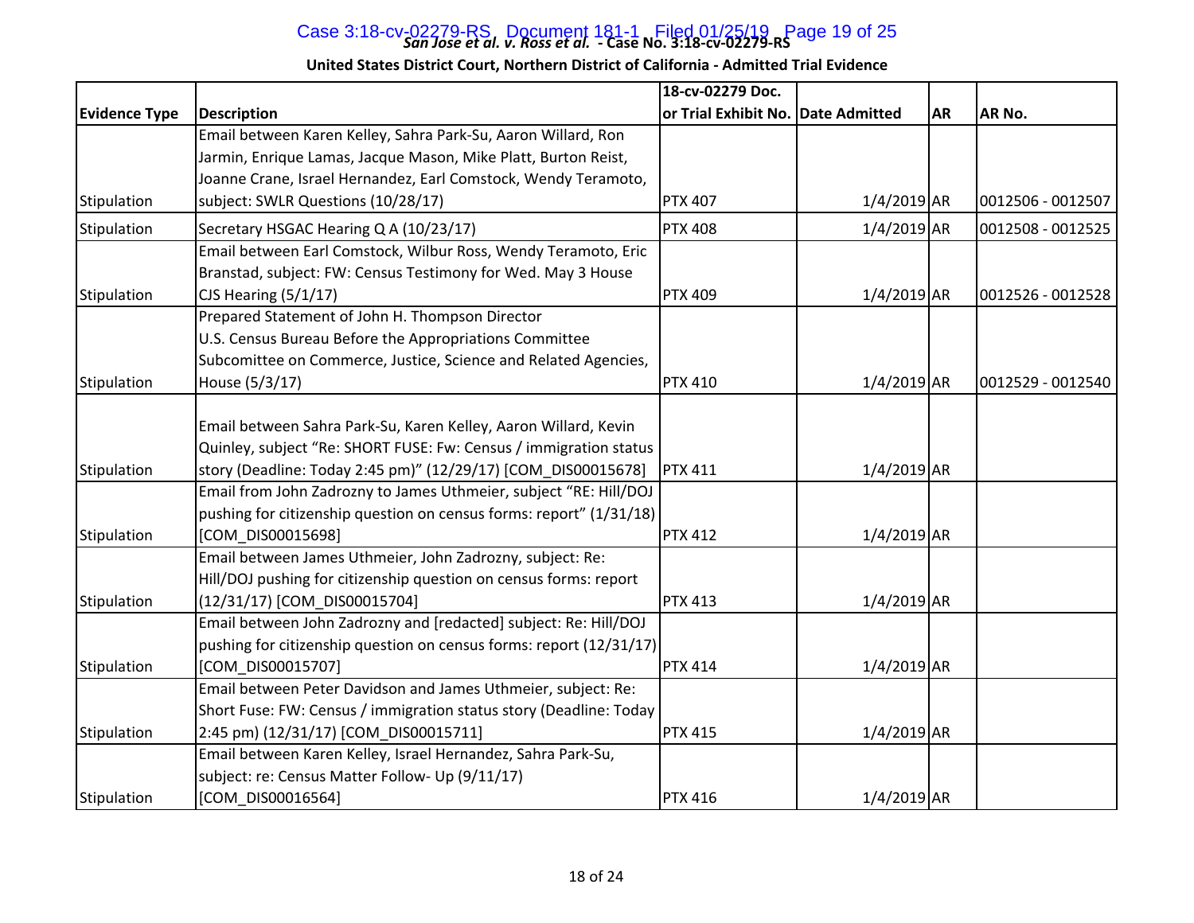| Evidence Type | Description | 18-cv-02279 Doc. or Trial Exhibit No. | Date Admitted | AR | AR No. |
|---|---|---|---|---|---|
| Stipulation | Email between Karen Kelley, Sahra Park-Su, Aaron Willard, Ron Jarmin, Enrique Lamas, Jacque Mason, Mike Platt, Burton Reist, Joanne Crane, Israel Hernandez, Earl Comstock, Wendy Teramoto, subject: SWLR Questions (10/28/17) | PTX 407 | 1/4/2019 | AR | 0012506 - 0012507 |
| Stipulation | Secretary HSGAC Hearing Q A (10/23/17) | PTX 408 | 1/4/2019 | AR | 0012508 - 0012525 |
| Stipulation | Email between Earl Comstock, Wilbur Ross, Wendy Teramoto, Eric Branstad, subject: FW: Census Testimony for Wed. May 3 House CJS Hearing (5/1/17) | PTX 409 | 1/4/2019 | AR | 0012526 - 0012528 |
| Stipulation | Prepared Statement of John H. Thompson Director U.S. Census Bureau Before the Appropriations Committee Subcomittee on Commerce, Justice, Science and Related Agencies, House (5/3/17) | PTX 410 | 1/4/2019 | AR | 0012529 - 0012540 |
| Stipulation | Email between Sahra Park-Su, Karen Kelley, Aaron Willard, Kevin Quinley, subject "Re: SHORT FUSE: Fw: Census / immigration status story (Deadline: Today 2:45 pm)" (12/29/17) [COM_DIS00015678] | PTX 411 | 1/4/2019 | AR | |
| Stipulation | Email from John Zadrozny to James Uthmeier, subject "RE: Hill/DOJ pushing for citizenship question on census forms: report" (1/31/18) [COM_DIS00015698] | PTX 412 | 1/4/2019 | AR | |
| Stipulation | Email between James Uthmeier, John Zadrozny, subject: Re: Hill/DOJ pushing for citizenship question on census forms: report (12/31/17) [COM_DIS00015704] | PTX 413 | 1/4/2019 | AR | |
| Stipulation | Email between John Zadrozny and [redacted] subject: Re: Hill/DOJ pushing for citizenship question on census forms: report (12/31/17) [COM_DIS00015707] | PTX 414 | 1/4/2019 | AR | |
| Stipulation | Email between Peter Davidson and James Uthmeier, subject: Re: Short Fuse: FW: Census / immigration status story (Deadline: Today 2:45 pm) (12/31/17) [COM_DIS00015711] | PTX 415 | 1/4/2019 | AR | |
| Stipulation | Email between Karen Kelley, Israel Hernandez, Sahra Park-Su, subject: re: Census Matter Follow- Up (9/11/17) [COM_DIS00016564] | PTX 416 | 1/4/2019 | AR | |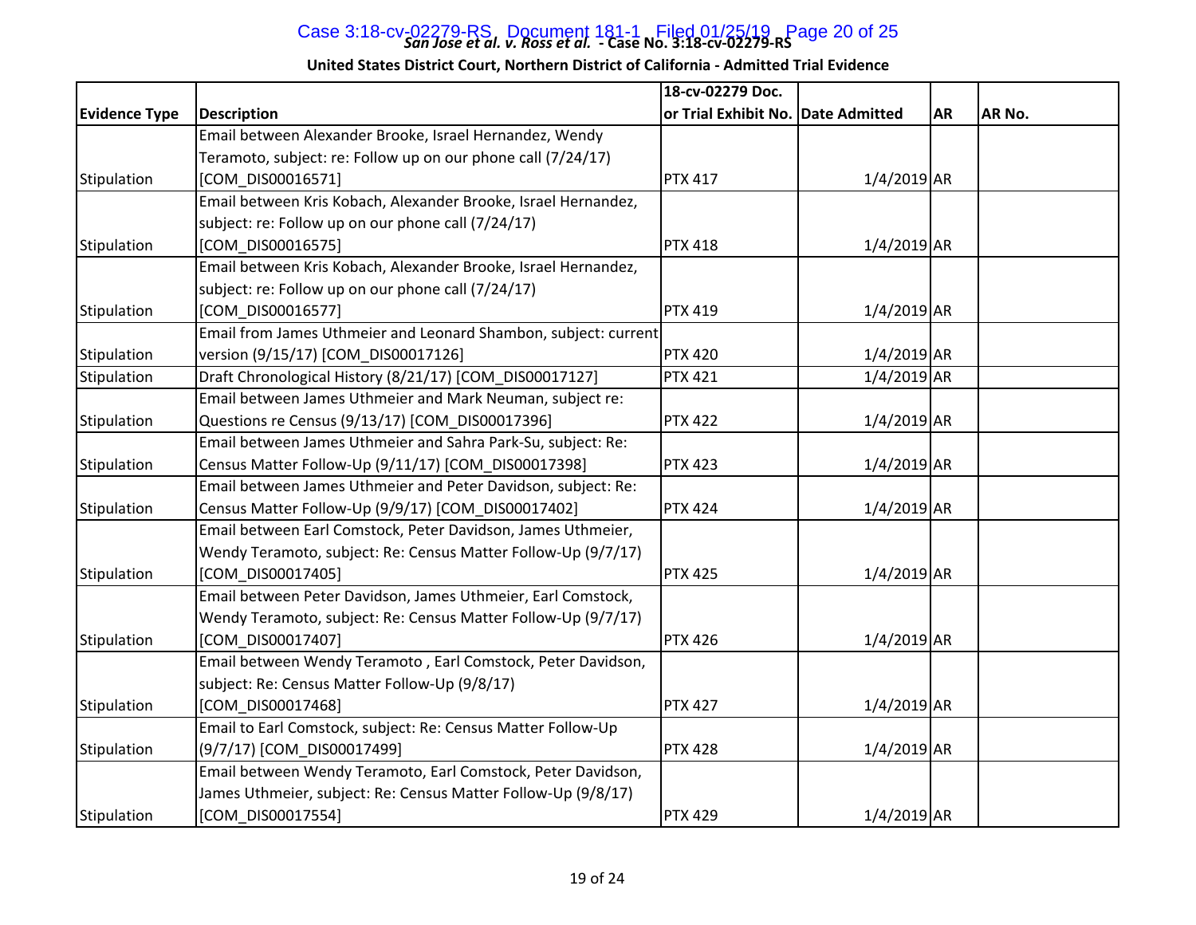| Evidence Type | Description | 18-cv-02279 Doc. or Trial Exhibit No. | Date Admitted | AR | AR No. |
|---|---|---|---|---|---|
| Stipulation | Email between Alexander Brooke, Israel Hernandez, Wendy Teramoto, subject: re: Follow up on our phone call (7/24/17) [COM_DIS00016571] | PTX 417 | 1/4/2019 | AR | |
| Stipulation | Email between Kris Kobach, Alexander Brooke, Israel Hernandez, subject: re: Follow up on our phone call (7/24/17) [COM_DIS00016575] | PTX 418 | 1/4/2019 | AR | |
| Stipulation | Email between Kris Kobach, Alexander Brooke, Israel Hernandez, subject: re: Follow up on our phone call (7/24/17) [COM_DIS00016577] | PTX 419 | 1/4/2019 | AR | |
| Stipulation | Email from James Uthmeier and Leonard Shambon, subject: current version (9/15/17) [COM_DIS00017126] | PTX 420 | 1/4/2019 | AR | |
| Stipulation | Draft Chronological History (8/21/17) [COM_DIS00017127] | PTX 421 | 1/4/2019 | AR | |
| Stipulation | Email between James Uthmeier and Mark Neuman, subject re: Questions re Census (9/13/17) [COM_DIS00017396] | PTX 422 | 1/4/2019 | AR | |
| Stipulation | Email between James Uthmeier and Sahra Park-Su, subject: Re: Census Matter Follow-Up (9/11/17) [COM_DIS00017398] | PTX 423 | 1/4/2019 | AR | |
| Stipulation | Email between James Uthmeier and Peter Davidson, subject: Re: Census Matter Follow-Up (9/9/17) [COM_DIS00017402] | PTX 424 | 1/4/2019 | AR | |
| Stipulation | Email between Earl Comstock, Peter Davidson, James Uthmeier, Wendy Teramoto, subject: Re: Census Matter Follow-Up (9/7/17) [COM_DIS00017405] | PTX 425 | 1/4/2019 | AR | |
| Stipulation | Email between Peter Davidson, James Uthmeier, Earl Comstock, Wendy Teramoto, subject: Re: Census Matter Follow-Up (9/7/17) [COM_DIS00017407] | PTX 426 | 1/4/2019 | AR | |
| Stipulation | Email between Wendy Teramoto , Earl Comstock, Peter Davidson, subject: Re: Census Matter Follow-Up (9/8/17) [COM_DIS00017468] | PTX 427 | 1/4/2019 | AR | |
| Stipulation | Email to Earl Comstock, subject: Re: Census Matter Follow-Up (9/7/17) [COM_DIS00017499] | PTX 428 | 1/4/2019 | AR | |
| Stipulation | Email between Wendy Teramoto, Earl Comstock, Peter Davidson, James Uthmeier, subject: Re: Census Matter Follow-Up (9/8/17) [COM_DIS00017554] | PTX 429 | 1/4/2019 | AR | |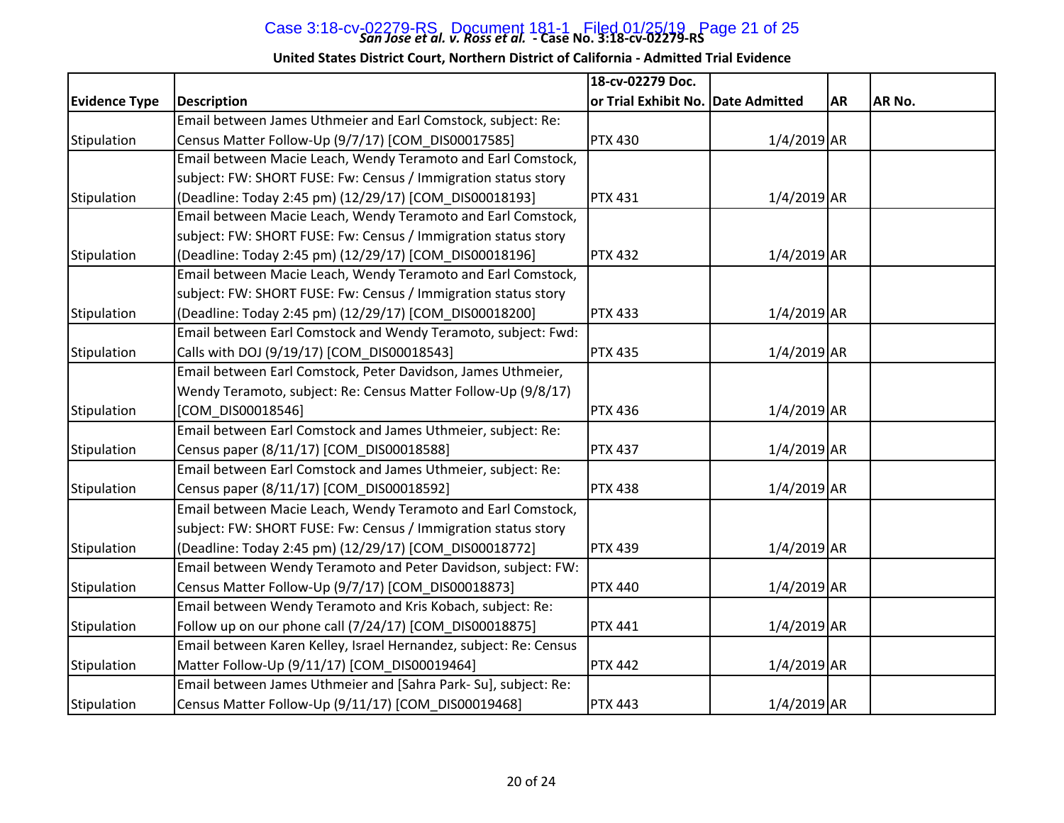*San Jose et al. v. Ross et al.* **- Case No. 3:18-cv-02279-RS**

**United States District Court, Northern District of California - Admitted Trial Evidence**

| Evidence Type | Description | 18-cv-02279 Doc. or Trial Exhibit No. | Date Admitted | AR | AR No. |
|---|---|---|---|---|---|
| Stipulation | Email between James Uthmeier and Earl Comstock, subject: Re: Census Matter Follow-Up (9/7/17) [COM_DIS00017585] | PTX 430 | 1/4/2019 | AR | |
| Stipulation | Email between Macie Leach, Wendy Teramoto and Earl Comstock, subject: FW: SHORT FUSE: Fw: Census / Immigration status story (Deadline: Today 2:45 pm) (12/29/17) [COM_DIS00018193] | PTX 431 | 1/4/2019 | AR | |
| Stipulation | Email between Macie Leach, Wendy Teramoto and Earl Comstock, subject: FW: SHORT FUSE: Fw: Census / Immigration status story (Deadline: Today 2:45 pm) (12/29/17) [COM_DIS00018196] | PTX 432 | 1/4/2019 | AR | |
| Stipulation | Email between Macie Leach, Wendy Teramoto and Earl Comstock, subject: FW: SHORT FUSE: Fw: Census / Immigration status story (Deadline: Today 2:45 pm) (12/29/17) [COM_DIS00018200] | PTX 433 | 1/4/2019 | AR | |
| Stipulation | Email between Earl Comstock and Wendy Teramoto, subject: Fwd: Calls with DOJ (9/19/17) [COM_DIS00018543] | PTX 435 | 1/4/2019 | AR | |
| Stipulation | Email between Earl Comstock, Peter Davidson, James Uthmeier, Wendy Teramoto, subject: Re: Census Matter Follow-Up (9/8/17) [COM_DIS00018546] | PTX 436 | 1/4/2019 | AR | |
| Stipulation | Email between Earl Comstock and James Uthmeier, subject: Re: Census paper (8/11/17) [COM_DIS00018588] | PTX 437 | 1/4/2019 | AR | |
| Stipulation | Email between Earl Comstock and James Uthmeier, subject: Re: Census paper (8/11/17) [COM_DIS00018592] | PTX 438 | 1/4/2019 | AR | |
| Stipulation | Email between Macie Leach, Wendy Teramoto and Earl Comstock, subject: FW: SHORT FUSE: Fw: Census / Immigration status story (Deadline: Today 2:45 pm) (12/29/17) [COM_DIS00018772] | PTX 439 | 1/4/2019 | AR | |
| Stipulation | Email between Wendy Teramoto and Peter Davidson, subject: FW: Census Matter Follow-Up (9/7/17) [COM_DIS00018873] | PTX 440 | 1/4/2019 | AR | |
| Stipulation | Email between Wendy Teramoto and Kris Kobach, subject: Re: Follow up on our phone call (7/24/17) [COM_DIS00018875] | PTX 441 | 1/4/2019 | AR | |
| Stipulation | Email between Karen Kelley, Israel Hernandez, subject: Re: Census Matter Follow-Up (9/11/17) [COM_DIS00019464] | PTX 442 | 1/4/2019 | AR | |
| Stipulation | Email between James Uthmeier and [Sahra Park- Su], subject: Re: Census Matter Follow-Up (9/11/17) [COM_DIS00019468] | PTX 443 | 1/4/2019 | AR | |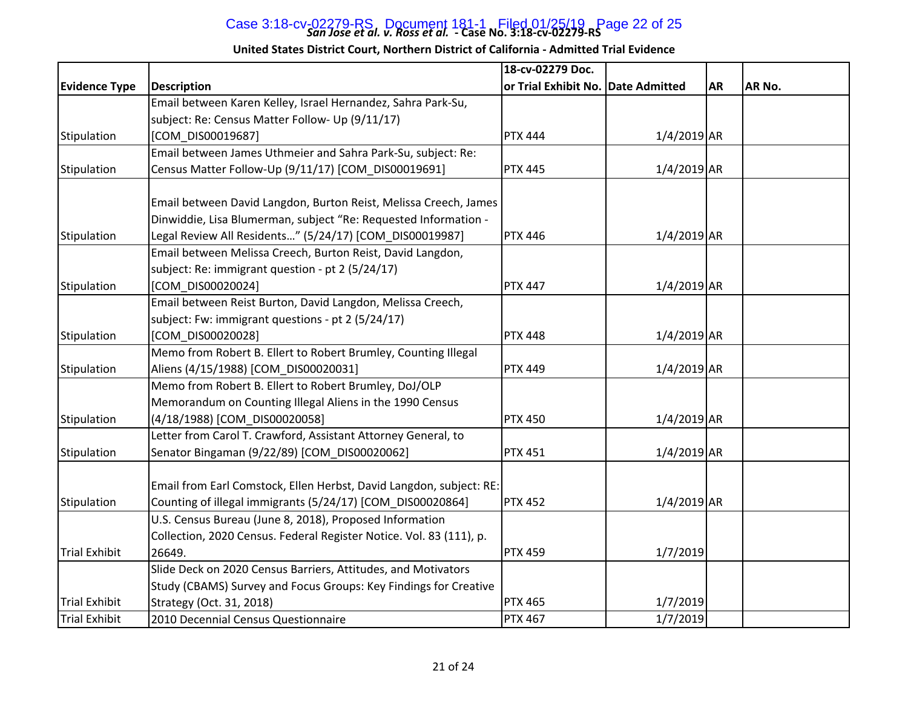San Jose et al. v. Ross et al. - Case No. 3:18-cv-02279-RS

United States District Court, Northern District of California - Admitted Trial Evidence

| Evidence Type | Description | 18-cv-02279 Doc. or Trial Exhibit No. | Date Admitted | AR | AR No. |
|---|---|---|---|---|---|
| Stipulation | Email between Karen Kelley, Israel Hernandez, Sahra Park-Su, subject: Re: Census Matter Follow- Up (9/11/17) [COM_DIS00019687] | PTX 444 | 1/4/2019 | AR | |
| Stipulation | Email between James Uthmeier and Sahra Park-Su, subject: Re: Census Matter Follow-Up (9/11/17) [COM_DIS00019691] | PTX 445 | 1/4/2019 | AR | |
| Stipulation | Email between David Langdon, Burton Reist, Melissa Creech, James Dinwiddie, Lisa Blumerman, subject "Re: Requested Information - Legal Review All Residents…" (5/24/17) [COM_DIS00019987] | PTX 446 | 1/4/2019 | AR | |
| Stipulation | Email between Melissa Creech, Burton Reist, David Langdon, subject: Re: immigrant question - pt 2 (5/24/17) [COM_DIS00020024] | PTX 447 | 1/4/2019 | AR | |
| Stipulation | Email between Reist Burton, David Langdon, Melissa Creech, subject: Fw: immigrant questions - pt 2 (5/24/17) [COM_DIS00020028] | PTX 448 | 1/4/2019 | AR | |
| Stipulation | Memo from Robert B. Ellert to Robert Brumley, Counting Illegal Aliens (4/15/1988) [COM_DIS00020031] | PTX 449 | 1/4/2019 | AR | |
| Stipulation | Memo from Robert B. Ellert to Robert Brumley, DoJ/OLP Memorandum on Counting Illegal Aliens in the 1990 Census (4/18/1988) [COM_DIS00020058] | PTX 450 | 1/4/2019 | AR | |
| Stipulation | Letter from Carol T. Crawford, Assistant Attorney General, to Senator Bingaman (9/22/89) [COM_DIS00020062] | PTX 451 | 1/4/2019 | AR | |
| Stipulation | Email from Earl Comstock, Ellen Herbst, David Langdon, subject: RE: Counting of illegal immigrants (5/24/17) [COM_DIS00020864] | PTX 452 | 1/4/2019 | AR | |
| Trial Exhibit | U.S. Census Bureau (June 8, 2018), Proposed Information Collection, 2020 Census. Federal Register Notice. Vol. 83 (111), p. 26649. | PTX 459 | 1/7/2019 | | |
| Trial Exhibit | Slide Deck on 2020 Census Barriers, Attitudes, and Motivators Study (CBAMS) Survey and Focus Groups: Key Findings for Creative Strategy (Oct. 31, 2018) | PTX 465 | 1/7/2019 | | |
| Trial Exhibit | 2010 Decennial Census Questionnaire | PTX 467 | 1/7/2019 | | |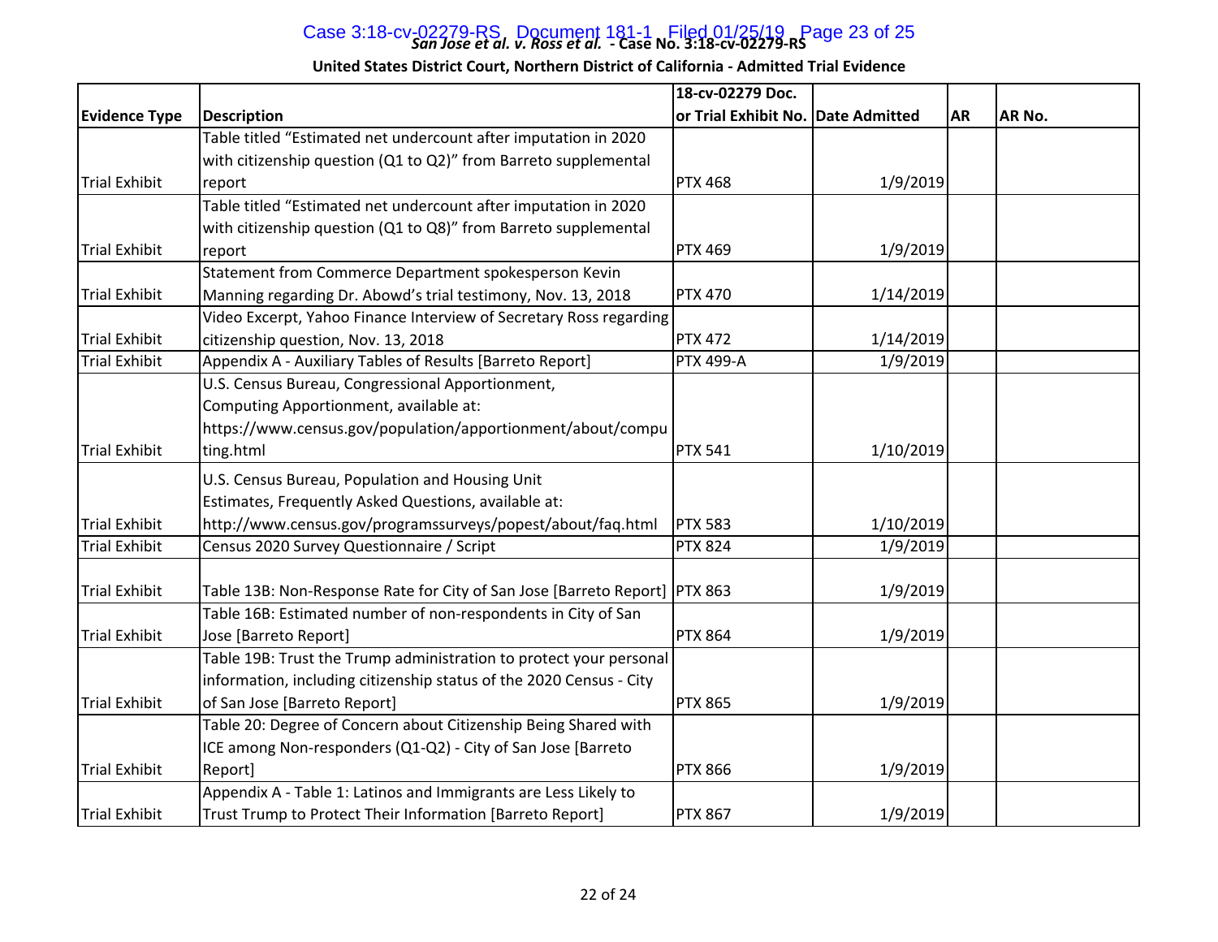**San Jose et al. v. Ross et al. - Case No. 3:18-cv-02279-RS**

**United States District Court, Northern District of California - Admitted Trial Evidence**

| Evidence Type | Description | 18-cv-02279 Doc. or Trial Exhibit No. | Date Admitted | AR | AR No. |
|---|---|---|---|---|---|
| Trial Exhibit | Table titled "Estimated net undercount after imputation in 2020 with citizenship question (Q1 to Q2)" from Barreto supplemental report | PTX 468 | 1/9/2019 | | |
| Trial Exhibit | Table titled "Estimated net undercount after imputation in 2020 with citizenship question (Q1 to Q8)" from Barreto supplemental report | PTX 469 | 1/9/2019 | | |
| Trial Exhibit | Statement from Commerce Department spokesperson Kevin Manning regarding Dr. Abowd's trial testimony, Nov. 13, 2018 | PTX 470 | 1/14/2019 | | |
| Trial Exhibit | Video Excerpt, Yahoo Finance Interview of Secretary Ross regarding citizenship question, Nov. 13, 2018 | PTX 472 | 1/14/2019 | | |
| Trial Exhibit | Appendix A - Auxiliary Tables of Results [Barreto Report] | PTX 499-A | 1/9/2019 | | |
| Trial Exhibit | U.S. Census Bureau, Congressional Apportionment, Computing Apportionment, available at: https://www.census.gov/population/apportionment/about/computing.html | PTX 541 | 1/10/2019 | | |
| Trial Exhibit | U.S. Census Bureau, Population and Housing Unit Estimates, Frequently Asked Questions, available at: http://www.census.gov/programssurveys/popest/about/faq.html | PTX 583 | 1/10/2019 | | |
| Trial Exhibit | Census 2020 Survey Questionnaire / Script | PTX 824 | 1/9/2019 | | |
| Trial Exhibit | Table 13B: Non-Response Rate for City of San Jose [Barreto Report] | PTX 863 | 1/9/2019 | | |
| Trial Exhibit | Table 16B: Estimated number of non-respondents in City of San Jose [Barreto Report] | PTX 864 | 1/9/2019 | | |
| Trial Exhibit | Table 19B: Trust the Trump administration to protect your personal information, including citizenship status of the 2020 Census - City of San Jose [Barreto Report] | PTX 865 | 1/9/2019 | | |
| Trial Exhibit | Table 20: Degree of Concern about Citizenship Being Shared with ICE among Non-responders (Q1-Q2) - City of San Jose [Barreto Report] | PTX 866 | 1/9/2019 | | |
| Trial Exhibit | Appendix A - Table 1: Latinos and Immigrants are Less Likely to Trust Trump to Protect Their Information [Barreto Report] | PTX 867 | 1/9/2019 | | |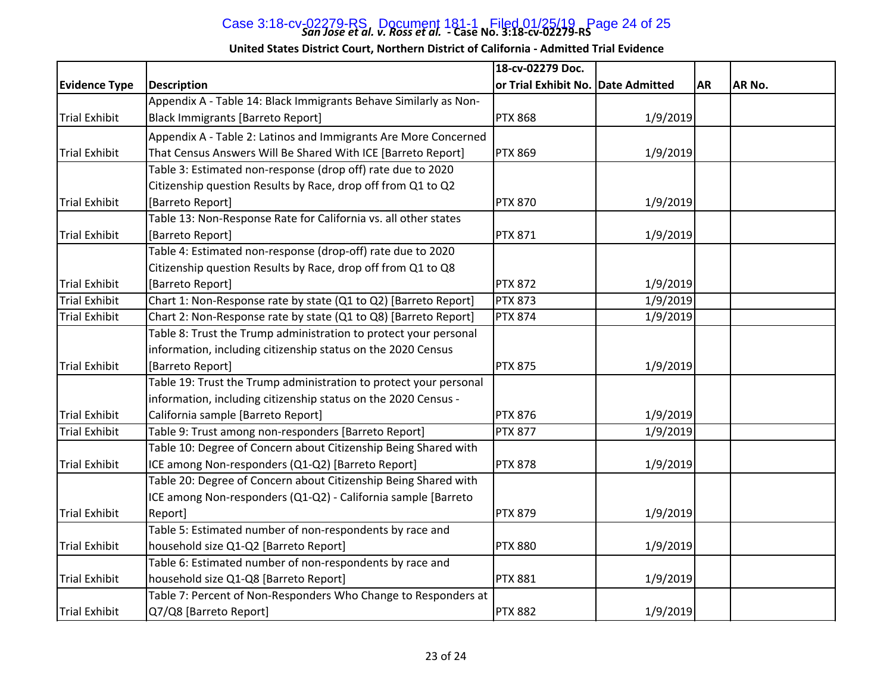**San Jose et al. v. Ross et al. - Case No. 3:18-cv-02279-RS**

**United States District Court, Northern District of California - Admitted Trial Evidence**

| Evidence Type | Description | 18-cv-02279 Doc. or Trial Exhibit No. | Date Admitted | AR | AR No. |
|---|---|---|---|---|---|
| Trial Exhibit | Appendix A - Table 14: Black Immigrants Behave Similarly as Non-Black Immigrants [Barreto Report] | PTX 868 | 1/9/2019 | | |
| Trial Exhibit | Appendix A - Table 2: Latinos and Immigrants Are More Concerned That Census Answers Will Be Shared With ICE [Barreto Report] | PTX 869 | 1/9/2019 | | |
| Trial Exhibit | Table 3: Estimated non-response (drop off) rate due to 2020 Citizenship question Results by Race, drop off from Q1 to Q2 [Barreto Report] | PTX 870 | 1/9/2019 | | |
| Trial Exhibit | Table 13: Non-Response Rate for California vs. all other states [Barreto Report] | PTX 871 | 1/9/2019 | | |
| Trial Exhibit | Table 4: Estimated non-response (drop-off) rate due to 2020 Citizenship question Results by Race, drop off from Q1 to Q8 [Barreto Report] | PTX 872 | 1/9/2019 | | |
| Trial Exhibit | Chart 1: Non-Response rate by state (Q1 to Q2) [Barreto Report] | PTX 873 | 1/9/2019 | | |
| Trial Exhibit | Chart 2: Non-Response rate by state (Q1 to Q8) [Barreto Report] | PTX 874 | 1/9/2019 | | |
| Trial Exhibit | Table 8: Trust the Trump administration to protect your personal information, including citizenship status on the 2020 Census [Barreto Report] | PTX 875 | 1/9/2019 | | |
| Trial Exhibit | Table 19: Trust the Trump administration to protect your personal information, including citizenship status on the 2020 Census - California sample [Barreto Report] | PTX 876 | 1/9/2019 | | |
| Trial Exhibit | Table 9: Trust among non-responders [Barreto Report] | PTX 877 | 1/9/2019 | | |
| Trial Exhibit | Table 10: Degree of Concern about Citizenship Being Shared with ICE among Non-responders (Q1-Q2) [Barreto Report] | PTX 878 | 1/9/2019 | | |
| Trial Exhibit | Table 20: Degree of Concern about Citizenship Being Shared with ICE among Non-responders (Q1-Q2) - California sample [Barreto Report] | PTX 879 | 1/9/2019 | | |
| Trial Exhibit | Table 5: Estimated number of non-respondents by race and household size Q1-Q2 [Barreto Report] | PTX 880 | 1/9/2019 | | |
| Trial Exhibit | Table 6: Estimated number of non-respondents by race and household size Q1-Q8 [Barreto Report] | PTX 881 | 1/9/2019 | | |
| Trial Exhibit | Table 7: Percent of Non-Responders Who Change to Responders at Q7/Q8 [Barreto Report] | PTX 882 | 1/9/2019 | | |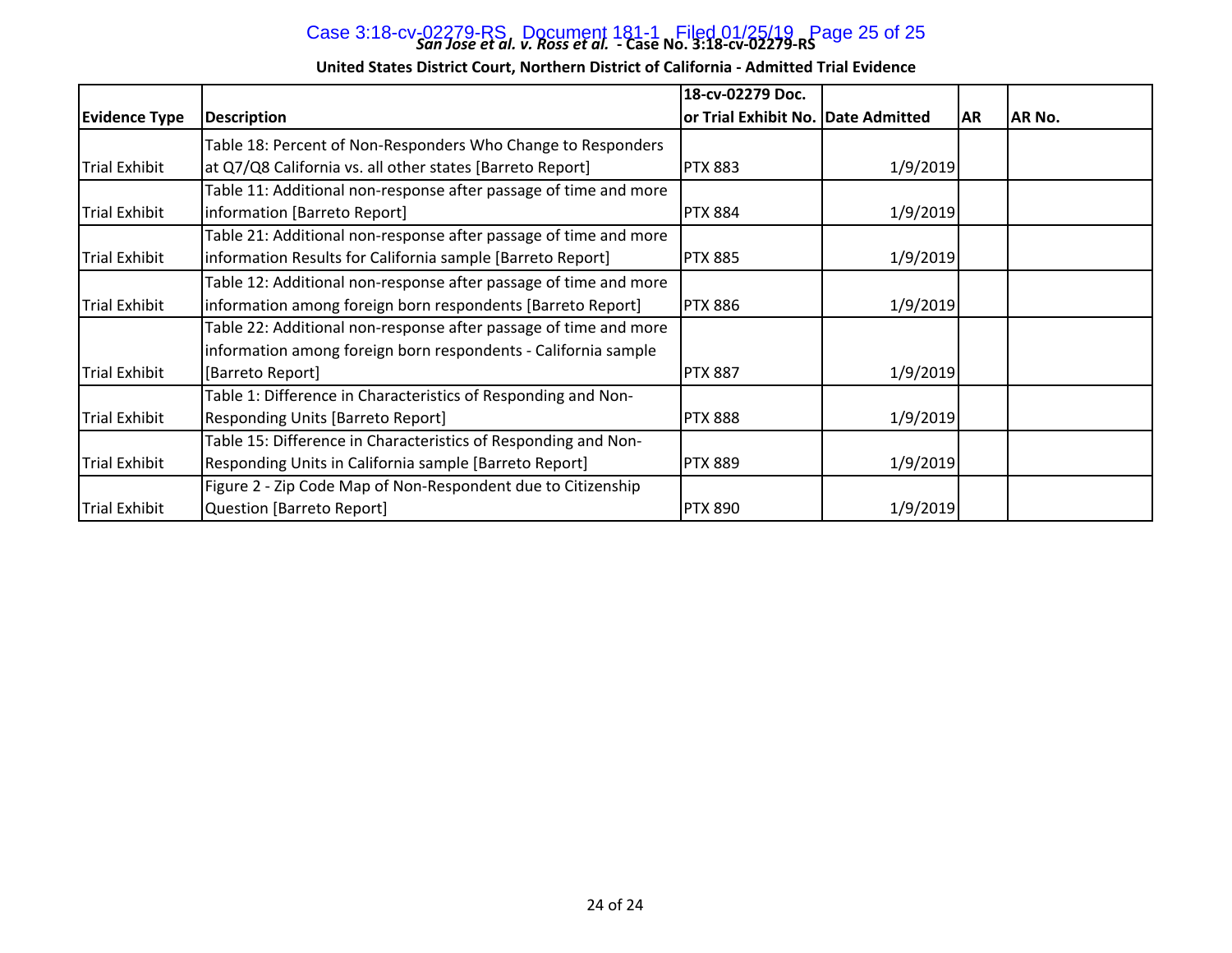*San Jose et al. v. Ross et al.* - Case No. 3:18-cv-02279-RS

United States District Court, Northern District of California - Admitted Trial Evidence

| Evidence Type | Description | 18-cv-02279 Doc. or Trial Exhibit No. | Date Admitted | AR | AR No. |
|---|---|---|---|---|---|
| Trial Exhibit | Table 18: Percent of Non-Responders Who Change to Responders at Q7/Q8 California vs. all other states [Barreto Report] | PTX 883 | 1/9/2019 | | |
| Trial Exhibit | Table 11: Additional non-response after passage of time and more information [Barreto Report] | PTX 884 | 1/9/2019 | | |
| Trial Exhibit | Table 21: Additional non-response after passage of time and more information Results for California sample [Barreto Report] | PTX 885 | 1/9/2019 | | |
| Trial Exhibit | Table 12: Additional non-response after passage of time and more information among foreign born respondents [Barreto Report] | PTX 886 | 1/9/2019 | | |
| Trial Exhibit | Table 22: Additional non-response after passage of time and more information among foreign born respondents - California sample [Barreto Report] | PTX 887 | 1/9/2019 | | |
| Trial Exhibit | Table 1: Difference in Characteristics of Responding and Non-Responding Units [Barreto Report] | PTX 888 | 1/9/2019 | | |
| Trial Exhibit | Table 15: Difference in Characteristics of Responding and Non-Responding Units in California sample [Barreto Report] | PTX 889 | 1/9/2019 | | |
| Trial Exhibit | Figure 2 - Zip Code Map of Non-Respondent due to Citizenship Question [Barreto Report] | PTX 890 | 1/9/2019 | | |